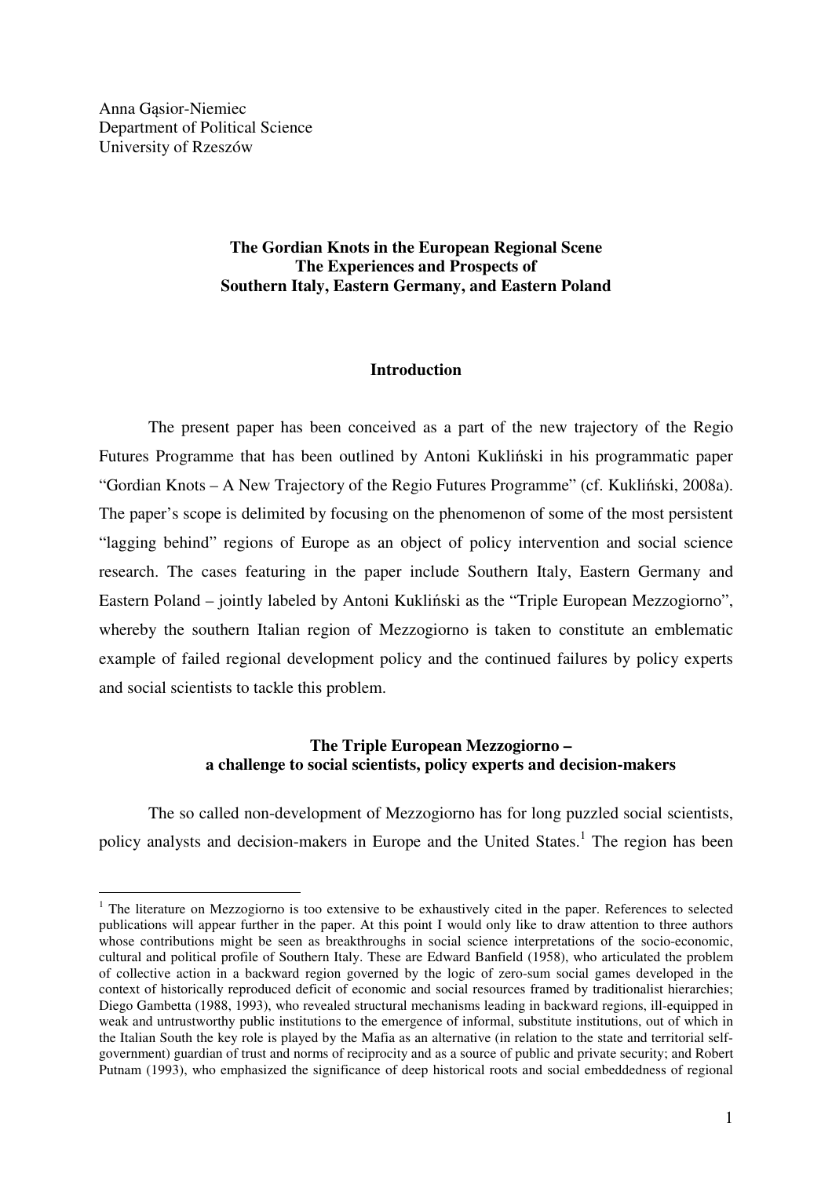Anna Gąsior-Niemiec
Department of Political Science
University of Rzeszów

# The Gordian Knots in the European Regional Scene
# The Experiences and Prospects of Southern Italy, Eastern Germany, and Eastern Poland

## Introduction

The present paper has been conceived as a part of the new trajectory of the Regio Futures Programme that has been outlined by Antoni Kukliński in his programmatic paper "Gordian Knots – A New Trajectory of the Regio Futures Programme" (cf. Kukliński, 2008a). The paper's scope is delimited by focusing on the phenomenon of some of the most persistent "lagging behind" regions of Europe as an object of policy intervention and social science research. The cases featuring in the paper include Southern Italy, Eastern Germany and Eastern Poland – jointly labeled by Antoni Kukliński as the "Triple European Mezzogiorno", whereby the southern Italian region of Mezzogiorno is taken to constitute an emblematic example of failed regional development policy and the continued failures by policy experts and social scientists to tackle this problem.

## The Triple European Mezzogiorno – a challenge to social scientists, policy experts and decision-makers

The so called non-development of Mezzogiorno has for long puzzled social scientists, policy analysts and decision-makers in Europe and the United States.[1] The region has been

[1] The literature on Mezzogiorno is too extensive to be exhaustively cited in the paper. References to selected publications will appear further in the paper. At this point I would only like to draw attention to three authors whose contributions might be seen as breakthroughs in social science interpretations of the socio-economic, cultural and political profile of Southern Italy. These are Edward Banfield (1958), who articulated the problem of collective action in a backward region governed by the logic of zero-sum social games developed in the context of historically reproduced deficit of economic and social resources framed by traditionalist hierarchies; Diego Gambetta (1988, 1993), who revealed structural mechanisms leading in backward regions, ill-equipped in weak and untrustworthy public institutions to the emergence of informal, substitute institutions, out of which in the Italian South the key role is played by the Mafia as an alternative (in relation to the state and territorial self-government) guardian of trust and norms of reciprocity and as a source of public and private security; and Robert Putnam (1993), who emphasized the significance of deep historical roots and social embeddedness of regional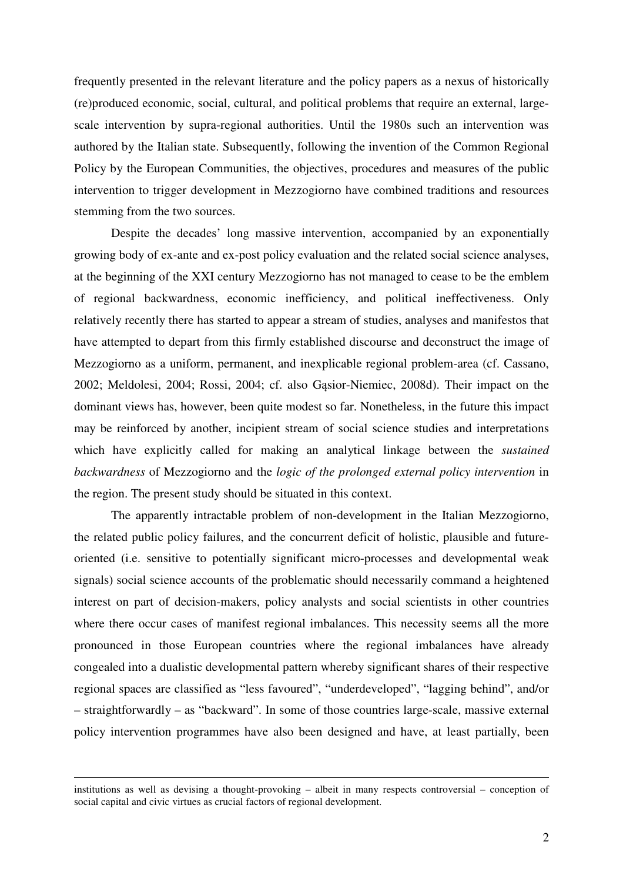frequently presented in the relevant literature and the policy papers as a nexus of historically (re)produced economic, social, cultural, and political problems that require an external, large-scale intervention by supra-regional authorities. Until the 1980s such an intervention was authored by the Italian state. Subsequently, following the invention of the Common Regional Policy by the European Communities, the objectives, procedures and measures of the public intervention to trigger development in Mezzogiorno have combined traditions and resources stemming from the two sources.

Despite the decades' long massive intervention, accompanied by an exponentially growing body of ex-ante and ex-post policy evaluation and the related social science analyses, at the beginning of the XXI century Mezzogiorno has not managed to cease to be the emblem of regional backwardness, economic inefficiency, and political ineffectiveness. Only relatively recently there has started to appear a stream of studies, analyses and manifestos that have attempted to depart from this firmly established discourse and deconstruct the image of Mezzogiorno as a uniform, permanent, and inexplicable regional problem-area (cf. Cassano, 2002; Meldolesi, 2004; Rossi, 2004; cf. also Gąsior-Niemiec, 2008d). Their impact on the dominant views has, however, been quite modest so far. Nonetheless, in the future this impact may be reinforced by another, incipient stream of social science studies and interpretations which have explicitly called for making an analytical linkage between the *sustained backwardness* of Mezzogiorno and the *logic of the prolonged external policy intervention* in the region. The present study should be situated in this context.

The apparently intractable problem of non-development in the Italian Mezzogiorno, the related public policy failures, and the concurrent deficit of holistic, plausible and future-oriented (i.e. sensitive to potentially significant micro-processes and developmental weak signals) social science accounts of the problematic should necessarily command a heightened interest on part of decision-makers, policy analysts and social scientists in other countries where there occur cases of manifest regional imbalances. This necessity seems all the more pronounced in those European countries where the regional imbalances have already congealed into a dualistic developmental pattern whereby significant shares of their respective regional spaces are classified as "less favoured", "underdeveloped", "lagging behind", and/or – straightforwardly – as "backward". In some of those countries large-scale, massive external policy intervention programmes have also been designed and have, at least partially, been

---

institutions as well as devising a thought-provoking – albeit in many respects controversial – conception of social capital and civic virtues as crucial factors of regional development.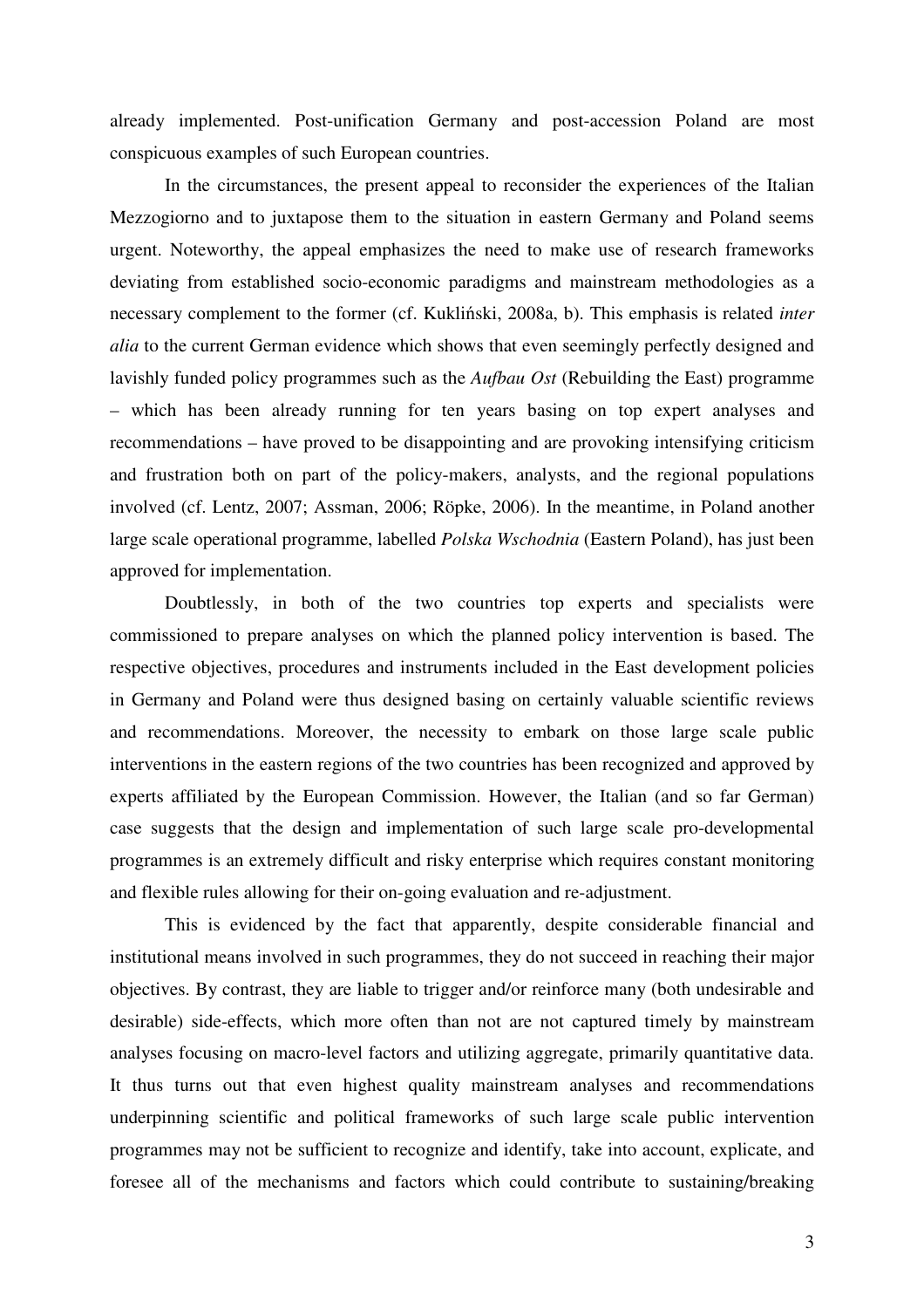already implemented. Post-unification Germany and post-accession Poland are most conspicuous examples of such European countries.

In the circumstances, the present appeal to reconsider the experiences of the Italian Mezzogiorno and to juxtapose them to the situation in eastern Germany and Poland seems urgent. Noteworthy, the appeal emphasizes the need to make use of research frameworks deviating from established socio-economic paradigms and mainstream methodologies as a necessary complement to the former (cf. Kukliński, 2008a, b). This emphasis is related *inter alia* to the current German evidence which shows that even seemingly perfectly designed and lavishly funded policy programmes such as the *Aufbau Ost* (Rebuilding the East) programme – which has been already running for ten years basing on top expert analyses and recommendations – have proved to be disappointing and are provoking intensifying criticism and frustration both on part of the policy-makers, analysts, and the regional populations involved (cf. Lentz, 2007; Assman, 2006; Röpke, 2006). In the meantime, in Poland another large scale operational programme, labelled *Polska Wschodnia* (Eastern Poland), has just been approved for implementation.

Doubtlessly, in both of the two countries top experts and specialists were commissioned to prepare analyses on which the planned policy intervention is based. The respective objectives, procedures and instruments included in the East development policies in Germany and Poland were thus designed basing on certainly valuable scientific reviews and recommendations. Moreover, the necessity to embark on those large scale public interventions in the eastern regions of the two countries has been recognized and approved by experts affiliated by the European Commission. However, the Italian (and so far German) case suggests that the design and implementation of such large scale pro-developmental programmes is an extremely difficult and risky enterprise which requires constant monitoring and flexible rules allowing for their on-going evaluation and re-adjustment.

This is evidenced by the fact that apparently, despite considerable financial and institutional means involved in such programmes, they do not succeed in reaching their major objectives. By contrast, they are liable to trigger and/or reinforce many (both undesirable and desirable) side-effects, which more often than not are not captured timely by mainstream analyses focusing on macro-level factors and utilizing aggregate, primarily quantitative data. It thus turns out that even highest quality mainstream analyses and recommendations underpinning scientific and political frameworks of such large scale public intervention programmes may not be sufficient to recognize and identify, take into account, explicate, and foresee all of the mechanisms and factors which could contribute to sustaining/breaking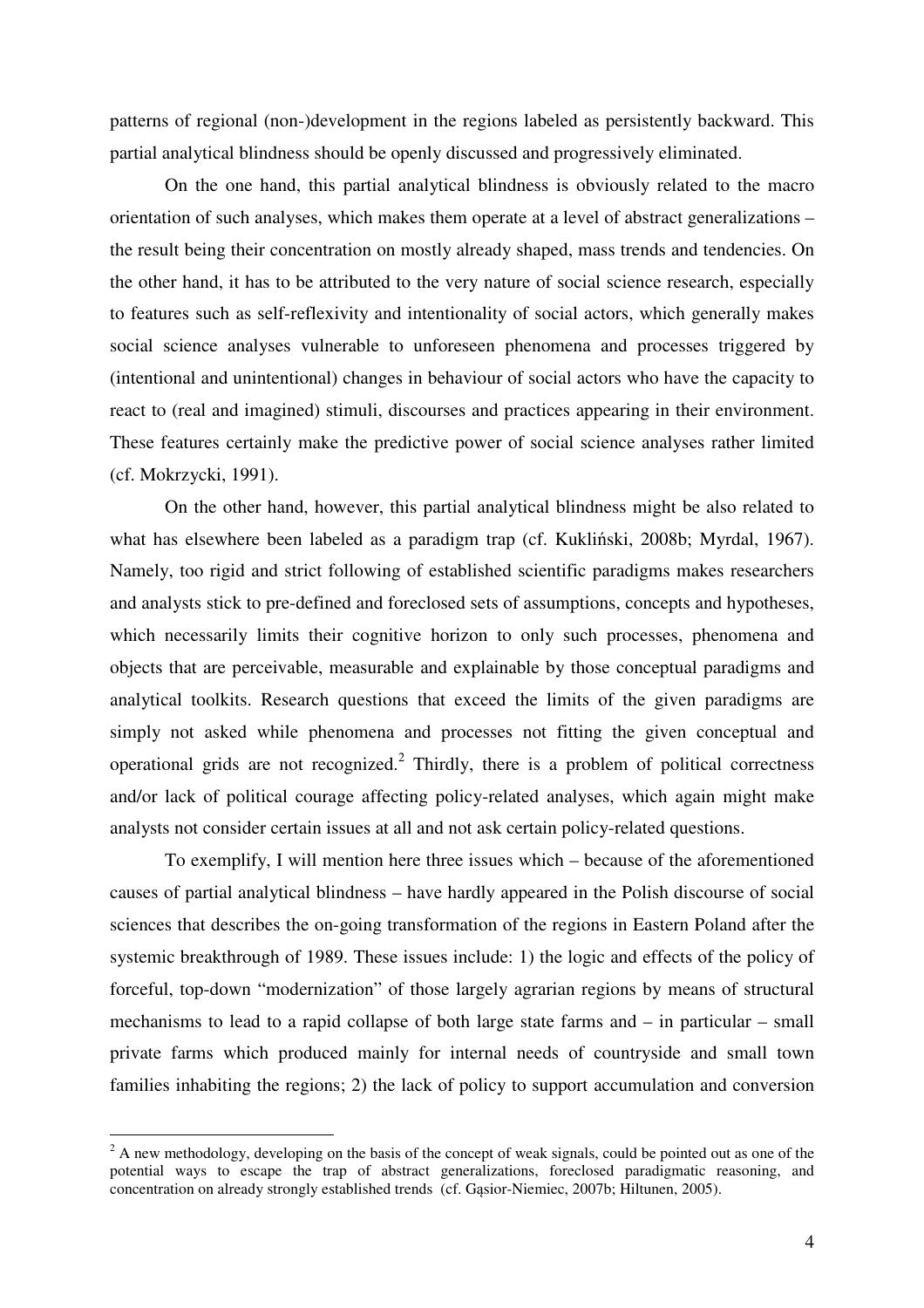patterns of regional (non-)development in the regions labeled as persistently backward. This partial analytical blindness should be openly discussed and progressively eliminated.

On the one hand, this partial analytical blindness is obviously related to the macro orientation of such analyses, which makes them operate at a level of abstract generalizations – the result being their concentration on mostly already shaped, mass trends and tendencies. On the other hand, it has to be attributed to the very nature of social science research, especially to features such as self-reflexivity and intentionality of social actors, which generally makes social science analyses vulnerable to unforeseen phenomena and processes triggered by (intentional and unintentional) changes in behaviour of social actors who have the capacity to react to (real and imagined) stimuli, discourses and practices appearing in their environment. These features certainly make the predictive power of social science analyses rather limited (cf. Mokrzycki, 1991).

On the other hand, however, this partial analytical blindness might be also related to what has elsewhere been labeled as a paradigm trap (cf. Kukliński, 2008b; Myrdal, 1967). Namely, too rigid and strict following of established scientific paradigms makes researchers and analysts stick to pre-defined and foreclosed sets of assumptions, concepts and hypotheses, which necessarily limits their cognitive horizon to only such processes, phenomena and objects that are perceivable, measurable and explainable by those conceptual paradigms and analytical toolkits. Research questions that exceed the limits of the given paradigms are simply not asked while phenomena and processes not fitting the given conceptual and operational grids are not recognized.[2] Thirdly, there is a problem of political correctness and/or lack of political courage affecting policy-related analyses, which again might make analysts not consider certain issues at all and not ask certain policy-related questions.

To exemplify, I will mention here three issues which – because of the aforementioned causes of partial analytical blindness – have hardly appeared in the Polish discourse of social sciences that describes the on-going transformation of the regions in Eastern Poland after the systemic breakthrough of 1989. These issues include: 1) the logic and effects of the policy of forceful, top-down "modernization" of those largely agrarian regions by means of structural mechanisms to lead to a rapid collapse of both large state farms and – in particular – small private farms which produced mainly for internal needs of countryside and small town families inhabiting the regions; 2) the lack of policy to support accumulation and conversion

[2] A new methodology, developing on the basis of the concept of weak signals, could be pointed out as one of the potential ways to escape the trap of abstract generalizations, foreclosed paradigmatic reasoning, and concentration on already strongly established trends (cf. Gąsior-Niemiec, 2007b; Hiltunen, 2005).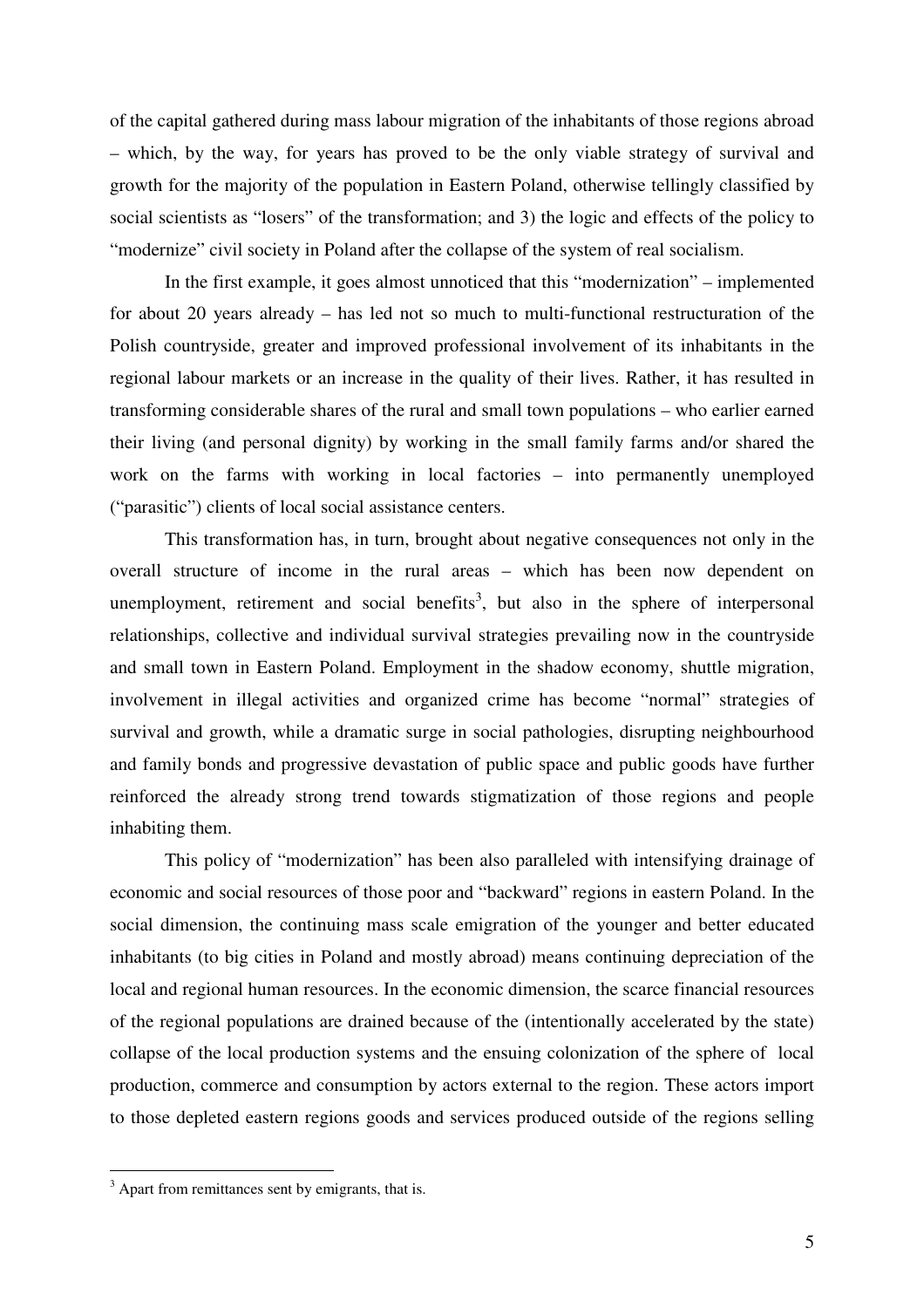of the capital gathered during mass labour migration of the inhabitants of those regions abroad – which, by the way, for years has proved to be the only viable strategy of survival and growth for the majority of the population in Eastern Poland, otherwise tellingly classified by social scientists as "losers" of the transformation; and 3) the logic and effects of the policy to "modernize" civil society in Poland after the collapse of the system of real socialism.

In the first example, it goes almost unnoticed that this "modernization" – implemented for about 20 years already – has led not so much to multi-functional restructuration of the Polish countryside, greater and improved professional involvement of its inhabitants in the regional labour markets or an increase in the quality of their lives. Rather, it has resulted in transforming considerable shares of the rural and small town populations – who earlier earned their living (and personal dignity) by working in the small family farms and/or shared the work on the farms with working in local factories – into permanently unemployed ("parasitic") clients of local social assistance centers.

This transformation has, in turn, brought about negative consequences not only in the overall structure of income in the rural areas – which has been now dependent on unemployment, retirement and social benefits[3], but also in the sphere of interpersonal relationships, collective and individual survival strategies prevailing now in the countryside and small town in Eastern Poland. Employment in the shadow economy, shuttle migration, involvement in illegal activities and organized crime has become "normal" strategies of survival and growth, while a dramatic surge in social pathologies, disrupting neighbourhood and family bonds and progressive devastation of public space and public goods have further reinforced the already strong trend towards stigmatization of those regions and people inhabiting them.

This policy of "modernization" has been also paralleled with intensifying drainage of economic and social resources of those poor and "backward" regions in eastern Poland. In the social dimension, the continuing mass scale emigration of the younger and better educated inhabitants (to big cities in Poland and mostly abroad) means continuing depreciation of the local and regional human resources. In the economic dimension, the scarce financial resources of the regional populations are drained because of the (intentionally accelerated by the state) collapse of the local production systems and the ensuing colonization of the sphere of local production, commerce and consumption by actors external to the region. These actors import to those depleted eastern regions goods and services produced outside of the regions selling

[3] Apart from remittances sent by emigrants, that is.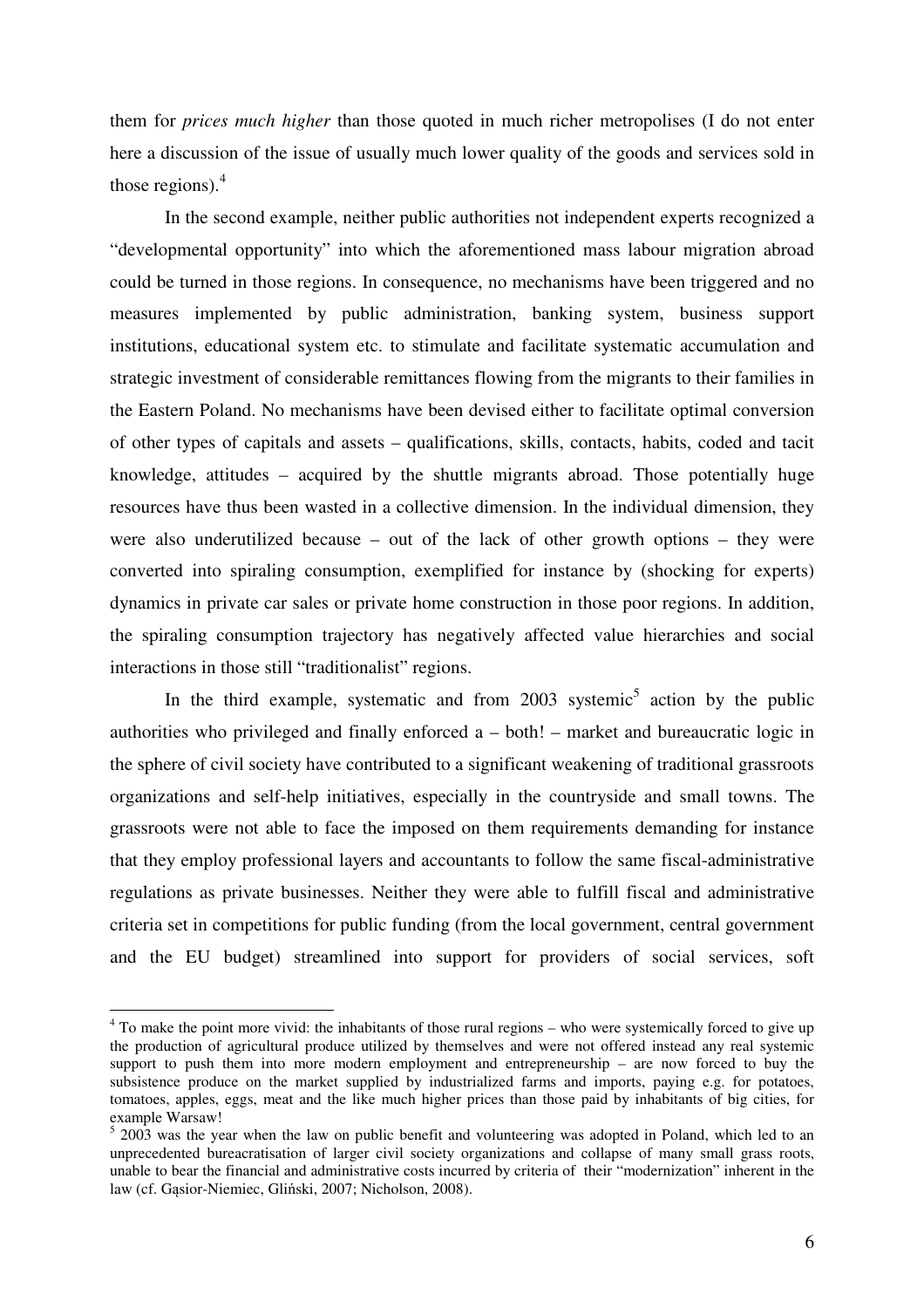them for *prices much higher* than those quoted in much richer metropolises (I do not enter here a discussion of the issue of usually much lower quality of the goods and services sold in those regions).[4]

In the second example, neither public authorities not independent experts recognized a "developmental opportunity" into which the aforementioned mass labour migration abroad could be turned in those regions. In consequence, no mechanisms have been triggered and no measures implemented by public administration, banking system, business support institutions, educational system etc. to stimulate and facilitate systematic accumulation and strategic investment of considerable remittances flowing from the migrants to their families in the Eastern Poland. No mechanisms have been devised either to facilitate optimal conversion of other types of capitals and assets – qualifications, skills, contacts, habits, coded and tacit knowledge, attitudes – acquired by the shuttle migrants abroad. Those potentially huge resources have thus been wasted in a collective dimension. In the individual dimension, they were also underutilized because – out of the lack of other growth options – they were converted into spiraling consumption, exemplified for instance by (shocking for experts) dynamics in private car sales or private home construction in those poor regions. In addition, the spiraling consumption trajectory has negatively affected value hierarchies and social interactions in those still "traditionalist" regions.

In the third example, systematic and from 2003 systemic[5] action by the public authorities who privileged and finally enforced a – both! – market and bureaucratic logic in the sphere of civil society have contributed to a significant weakening of traditional grassroots organizations and self-help initiatives, especially in the countryside and small towns. The grassroots were not able to face the imposed on them requirements demanding for instance that they employ professional layers and accountants to follow the same fiscal-administrative regulations as private businesses. Neither they were able to fulfill fiscal and administrative criteria set in competitions for public funding (from the local government, central government and the EU budget) streamlined into support for providers of social services, soft

---

[4] To make the point more vivid: the inhabitants of those rural regions – who were systemically forced to give up the production of agricultural produce utilized by themselves and were not offered instead any real systemic support to push them into more modern employment and entrepreneurship – are now forced to buy the subsistence produce on the market supplied by industrialized farms and imports, paying e.g. for potatoes, tomatoes, apples, eggs, meat and the like much higher prices than those paid by inhabitants of big cities, for example Warsaw!

[5] 2003 was the year when the law on public benefit and volunteering was adopted in Poland, which led to an unprecedented bureacratisation of larger civil society organizations and collapse of many small grass roots, unable to bear the financial and administrative costs incurred by criteria of their "modernization" inherent in the law (cf. Gąsior-Niemiec, Gliński, 2007; Nicholson, 2008).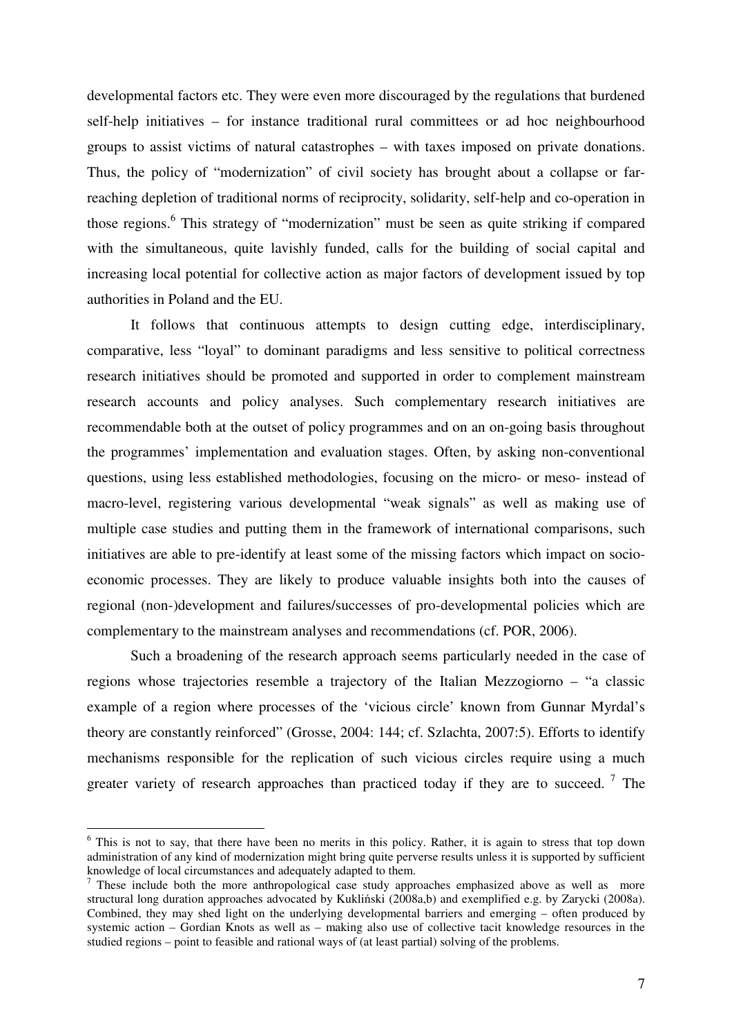developmental factors etc. They were even more discouraged by the regulations that burdened self-help initiatives – for instance traditional rural committees or ad hoc neighbourhood groups to assist victims of natural catastrophes – with taxes imposed on private donations. Thus, the policy of "modernization" of civil society has brought about a collapse or far-reaching depletion of traditional norms of reciprocity, solidarity, self-help and co-operation in those regions.[6] This strategy of "modernization" must be seen as quite striking if compared with the simultaneous, quite lavishly funded, calls for the building of social capital and increasing local potential for collective action as major factors of development issued by top authorities in Poland and the EU.

It follows that continuous attempts to design cutting edge, interdisciplinary, comparative, less "loyal" to dominant paradigms and less sensitive to political correctness research initiatives should be promoted and supported in order to complement mainstream research accounts and policy analyses. Such complementary research initiatives are recommendable both at the outset of policy programmes and on an on-going basis throughout the programmes' implementation and evaluation stages. Often, by asking non-conventional questions, using less established methodologies, focusing on the micro- or meso- instead of macro-level, registering various developmental "weak signals" as well as making use of multiple case studies and putting them in the framework of international comparisons, such initiatives are able to pre-identify at least some of the missing factors which impact on socio-economic processes. They are likely to produce valuable insights both into the causes of regional (non-)development and failures/successes of pro-developmental policies which are complementary to the mainstream analyses and recommendations (cf. POR, 2006).

Such a broadening of the research approach seems particularly needed in the case of regions whose trajectories resemble a trajectory of the Italian Mezzogiorno – "a classic example of a region where processes of the 'vicious circle' known from Gunnar Myrdal's theory are constantly reinforced" (Grosse, 2004: 144; cf. Szlachta, 2007:5). Efforts to identify mechanisms responsible for the replication of such vicious circles require using a much greater variety of research approaches than practiced today if they are to succeed.[7] The

---

[6] This is not to say, that there have been no merits in this policy. Rather, it is again to stress that top down administration of any kind of modernization might bring quite perverse results unless it is supported by sufficient knowledge of local circumstances and adequately adapted to them.

[7] These include both the more anthropological case study approaches emphasized above as well as more structural long duration approaches advocated by Kukliński (2008a,b) and exemplified e.g. by Zarycki (2008a). Combined, they may shed light on the underlying developmental barriers and emerging – often produced by systemic action – Gordian Knots as well as – making also use of collective tacit knowledge resources in the studied regions – point to feasible and rational ways of (at least partial) solving of the problems.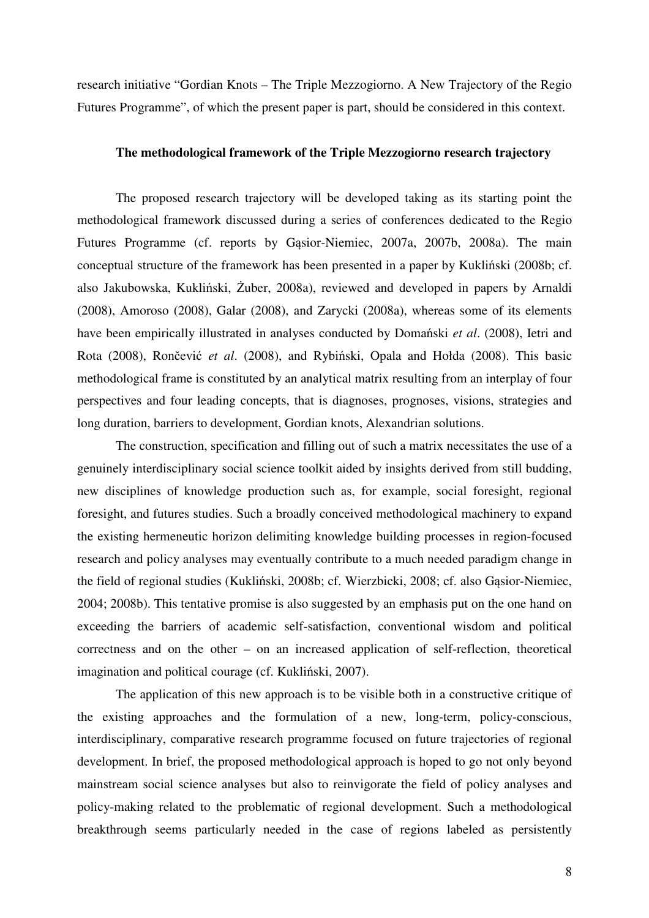research initiative "Gordian Knots – The Triple Mezzogiorno. A New Trajectory of the Regio Futures Programme", of which the present paper is part, should be considered in this context.

**The methodological framework of the Triple Mezzogiorno research trajectory**

The proposed research trajectory will be developed taking as its starting point the methodological framework discussed during a series of conferences dedicated to the Regio Futures Programme (cf. reports by Gąsior-Niemiec, 2007a, 2007b, 2008a). The main conceptual structure of the framework has been presented in a paper by Kukliński (2008b; cf. also Jakubowska, Kukliński, Żuber, 2008a), reviewed and developed in papers by Arnaldi (2008), Amoroso (2008), Galar (2008), and Zarycki (2008a), whereas some of its elements have been empirically illustrated in analyses conducted by Domański *et al*. (2008), Ietri and Rota (2008), Rončević *et al*. (2008), and Rybiński, Opala and Hołda (2008). This basic methodological frame is constituted by an analytical matrix resulting from an interplay of four perspectives and four leading concepts, that is diagnoses, prognoses, visions, strategies and long duration, barriers to development, Gordian knots, Alexandrian solutions.

The construction, specification and filling out of such a matrix necessitates the use of a genuinely interdisciplinary social science toolkit aided by insights derived from still budding, new disciplines of knowledge production such as, for example, social foresight, regional foresight, and futures studies. Such a broadly conceived methodological machinery to expand the existing hermeneutic horizon delimiting knowledge building processes in region-focused research and policy analyses may eventually contribute to a much needed paradigm change in the field of regional studies (Kukliński, 2008b; cf. Wierzbicki, 2008; cf. also Gąsior-Niemiec, 2004; 2008b). This tentative promise is also suggested by an emphasis put on the one hand on exceeding the barriers of academic self-satisfaction, conventional wisdom and political correctness and on the other – on an increased application of self-reflection, theoretical imagination and political courage (cf. Kukliński, 2007).

The application of this new approach is to be visible both in a constructive critique of the existing approaches and the formulation of a new, long-term, policy-conscious, interdisciplinary, comparative research programme focused on future trajectories of regional development. In brief, the proposed methodological approach is hoped to go not only beyond mainstream social science analyses but also to reinvigorate the field of policy analyses and policy-making related to the problematic of regional development. Such a methodological breakthrough seems particularly needed in the case of regions labeled as persistently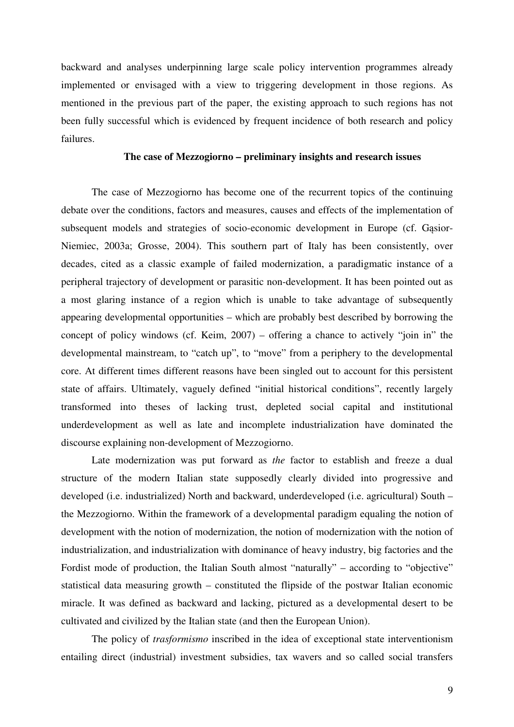backward and analyses underpinning large scale policy intervention programmes already implemented or envisaged with a view to triggering development in those regions. As mentioned in the previous part of the paper, the existing approach to such regions has not been fully successful which is evidenced by frequent incidence of both research and policy failures.

### The case of Mezzogiorno – preliminary insights and research issues

The case of Mezzogiorno has become one of the recurrent topics of the continuing debate over the conditions, factors and measures, causes and effects of the implementation of subsequent models and strategies of socio-economic development in Europe (cf. Gąsior-Niemiec, 2003a; Grosse, 2004). This southern part of Italy has been consistently, over decades, cited as a classic example of failed modernization, a paradigmatic instance of a peripheral trajectory of development or parasitic non-development. It has been pointed out as a most glaring instance of a region which is unable to take advantage of subsequently appearing developmental opportunities – which are probably best described by borrowing the concept of policy windows (cf. Keim, 2007) – offering a chance to actively "join in" the developmental mainstream, to "catch up", to "move" from a periphery to the developmental core. At different times different reasons have been singled out to account for this persistent state of affairs. Ultimately, vaguely defined "initial historical conditions", recently largely transformed into theses of lacking trust, depleted social capital and institutional underdevelopment as well as late and incomplete industrialization have dominated the discourse explaining non-development of Mezzogiorno.

Late modernization was put forward as *the* factor to establish and freeze a dual structure of the modern Italian state supposedly clearly divided into progressive and developed (i.e. industrialized) North and backward, underdeveloped (i.e. agricultural) South – the Mezzogiorno. Within the framework of a developmental paradigm equaling the notion of development with the notion of modernization, the notion of modernization with the notion of industrialization, and industrialization with dominance of heavy industry, big factories and the Fordist mode of production, the Italian South almost "naturally" – according to "objective" statistical data measuring growth – constituted the flipside of the postwar Italian economic miracle. It was defined as backward and lacking, pictured as a developmental desert to be cultivated and civilized by the Italian state (and then the European Union).

The policy of *trasformismo* inscribed in the idea of exceptional state interventionism entailing direct (industrial) investment subsidies, tax wavers and so called social transfers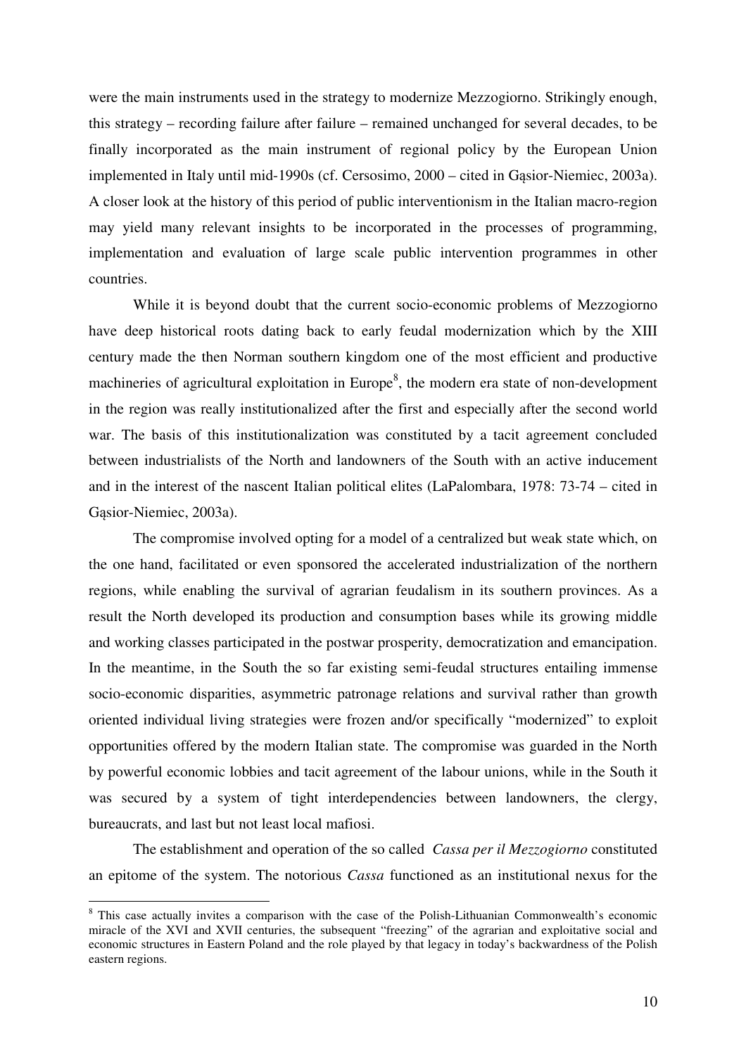were the main instruments used in the strategy to modernize Mezzogiorno. Strikingly enough, this strategy – recording failure after failure – remained unchanged for several decades, to be finally incorporated as the main instrument of regional policy by the European Union implemented in Italy until mid-1990s (cf. Cersosimo, 2000 – cited in Gąsior-Niemiec, 2003a). A closer look at the history of this period of public interventionism in the Italian macro-region may yield many relevant insights to be incorporated in the processes of programming, implementation and evaluation of large scale public intervention programmes in other countries.

While it is beyond doubt that the current socio-economic problems of Mezzogiorno have deep historical roots dating back to early feudal modernization which by the XIII century made the then Norman southern kingdom one of the most efficient and productive machineries of agricultural exploitation in Europe[8], the modern era state of non-development in the region was really institutionalized after the first and especially after the second world war. The basis of this institutionalization was constituted by a tacit agreement concluded between industrialists of the North and landowners of the South with an active inducement and in the interest of the nascent Italian political elites (LaPalombara, 1978: 73-74 – cited in Gąsior-Niemiec, 2003a).

The compromise involved opting for a model of a centralized but weak state which, on the one hand, facilitated or even sponsored the accelerated industrialization of the northern regions, while enabling the survival of agrarian feudalism in its southern provinces. As a result the North developed its production and consumption bases while its growing middle and working classes participated in the postwar prosperity, democratization and emancipation. In the meantime, in the South the so far existing semi-feudal structures entailing immense socio-economic disparities, asymmetric patronage relations and survival rather than growth oriented individual living strategies were frozen and/or specifically "modernized" to exploit opportunities offered by the modern Italian state. The compromise was guarded in the North by powerful economic lobbies and tacit agreement of the labour unions, while in the South it was secured by a system of tight interdependencies between landowners, the clergy, bureaucrats, and last but not least local mafiosi.

The establishment and operation of the so called *Cassa per il Mezzogiorno* constituted an epitome of the system. The notorious *Cassa* functioned as an institutional nexus for the

---

[8] This case actually invites a comparison with the case of the Polish-Lithuanian Commonwealth's economic miracle of the XVI and XVII centuries, the subsequent "freezing" of the agrarian and exploitative social and economic structures in Eastern Poland and the role played by that legacy in today's backwardness of the Polish eastern regions.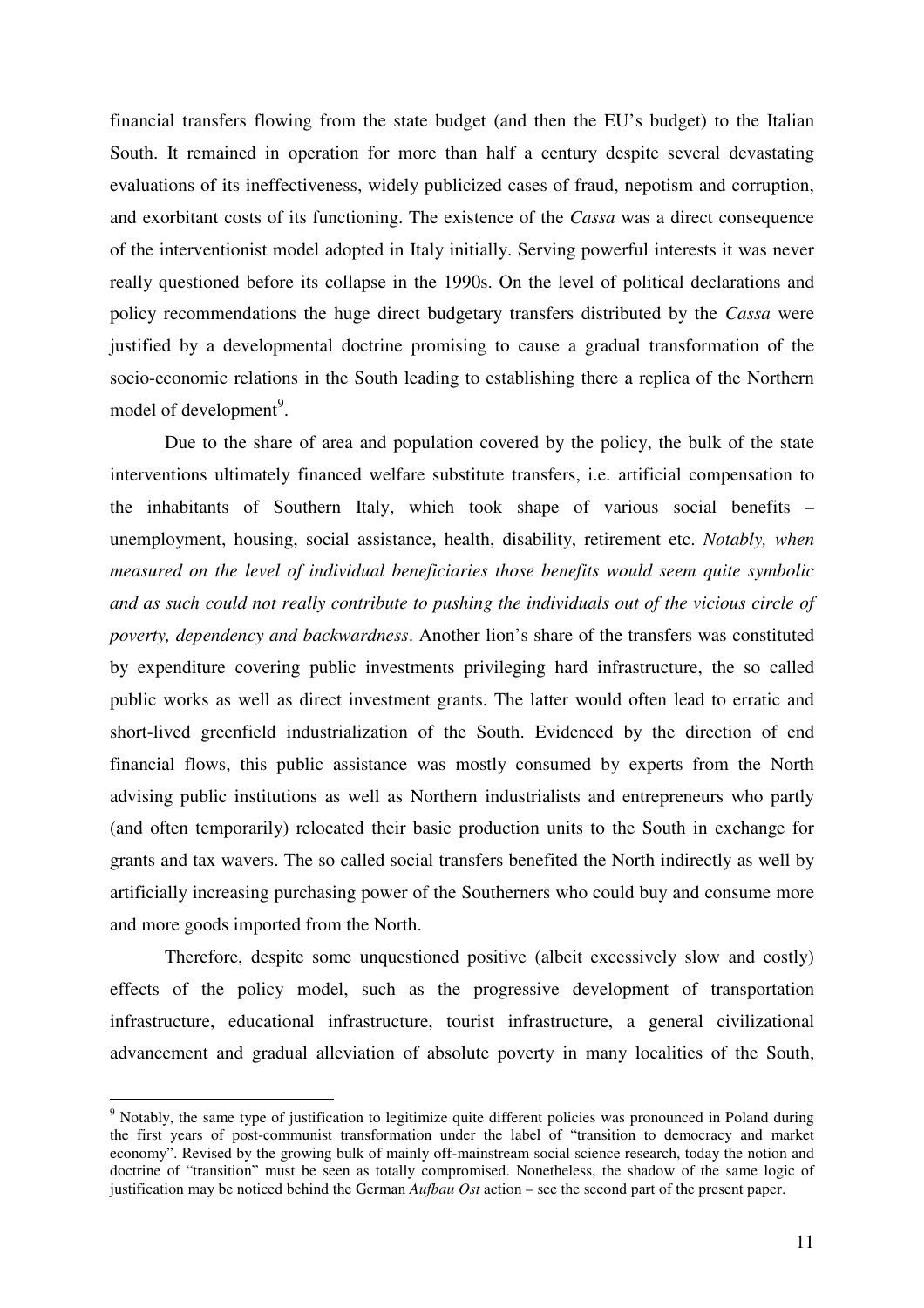financial transfers flowing from the state budget (and then the EU's budget) to the Italian South. It remained in operation for more than half a century despite several devastating evaluations of its ineffectiveness, widely publicized cases of fraud, nepotism and corruption, and exorbitant costs of its functioning. The existence of the *Cassa* was a direct consequence of the interventionist model adopted in Italy initially. Serving powerful interests it was never really questioned before its collapse in the 1990s. On the level of political declarations and policy recommendations the huge direct budgetary transfers distributed by the *Cassa* were justified by a developmental doctrine promising to cause a gradual transformation of the socio-economic relations in the South leading to establishing there a replica of the Northern model of development[9].

Due to the share of area and population covered by the policy, the bulk of the state interventions ultimately financed welfare substitute transfers, i.e. artificial compensation to the inhabitants of Southern Italy, which took shape of various social benefits – unemployment, housing, social assistance, health, disability, retirement etc. *Notably, when measured on the level of individual beneficiaries those benefits would seem quite symbolic and as such could not really contribute to pushing the individuals out of the vicious circle of poverty, dependency and backwardness*. Another lion's share of the transfers was constituted by expenditure covering public investments privileging hard infrastructure, the so called public works as well as direct investment grants. The latter would often lead to erratic and short-lived greenfield industrialization of the South. Evidenced by the direction of end financial flows, this public assistance was mostly consumed by experts from the North advising public institutions as well as Northern industrialists and entrepreneurs who partly (and often temporarily) relocated their basic production units to the South in exchange for grants and tax wavers. The so called social transfers benefited the North indirectly as well by artificially increasing purchasing power of the Southerners who could buy and consume more and more goods imported from the North.

Therefore, despite some unquestioned positive (albeit excessively slow and costly) effects of the policy model, such as the progressive development of transportation infrastructure, educational infrastructure, tourist infrastructure, a general civilizational advancement and gradual alleviation of absolute poverty in many localities of the South,

---

[9] Notably, the same type of justification to legitimize quite different policies was pronounced in Poland during the first years of post-communist transformation under the label of "transition to democracy and market economy". Revised by the growing bulk of mainly off-mainstream social science research, today the notion and doctrine of "transition" must be seen as totally compromised. Nonetheless, the shadow of the same logic of justification may be noticed behind the German *Aufbau Ost* action – see the second part of the present paper.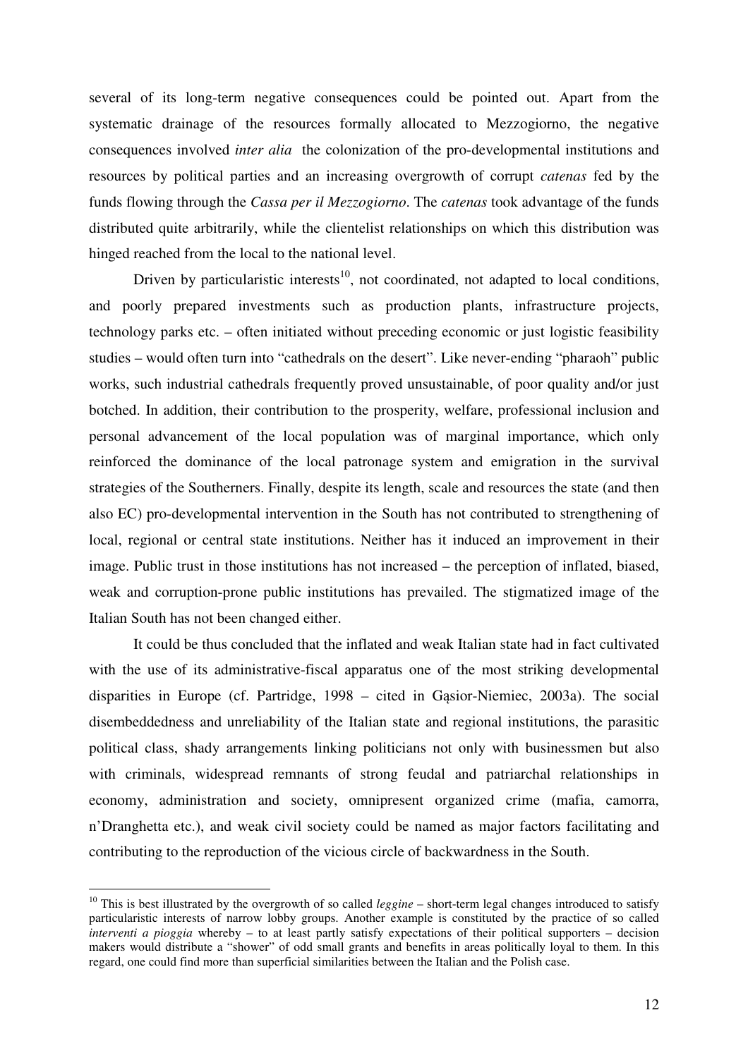several of its long-term negative consequences could be pointed out. Apart from the systematic drainage of the resources formally allocated to Mezzogiorno, the negative consequences involved *inter alia* the colonization of the pro-developmental institutions and resources by political parties and an increasing overgrowth of corrupt *catenas* fed by the funds flowing through the *Cassa per il Mezzogiorno*. The *catenas* took advantage of the funds distributed quite arbitrarily, while the clientelist relationships on which this distribution was hinged reached from the local to the national level.

Driven by particularistic interests[10], not coordinated, not adapted to local conditions, and poorly prepared investments such as production plants, infrastructure projects, technology parks etc. – often initiated without preceding economic or just logistic feasibility studies – would often turn into "cathedrals on the desert". Like never-ending "pharaoh" public works, such industrial cathedrals frequently proved unsustainable, of poor quality and/or just botched. In addition, their contribution to the prosperity, welfare, professional inclusion and personal advancement of the local population was of marginal importance, which only reinforced the dominance of the local patronage system and emigration in the survival strategies of the Southerners. Finally, despite its length, scale and resources the state (and then also EC) pro-developmental intervention in the South has not contributed to strengthening of local, regional or central state institutions. Neither has it induced an improvement in their image. Public trust in those institutions has not increased – the perception of inflated, biased, weak and corruption-prone public institutions has prevailed. The stigmatized image of the Italian South has not been changed either.

It could be thus concluded that the inflated and weak Italian state had in fact cultivated with the use of its administrative-fiscal apparatus one of the most striking developmental disparities in Europe (cf. Partridge, 1998 – cited in Gąsior-Niemiec, 2003a). The social disembeddedness and unreliability of the Italian state and regional institutions, the parasitic political class, shady arrangements linking politicians not only with businessmen but also with criminals, widespread remnants of strong feudal and patriarchal relationships in economy, administration and society, omnipresent organized crime (mafia, camorra, n'Dranghetta etc.), and weak civil society could be named as major factors facilitating and contributing to the reproduction of the vicious circle of backwardness in the South.

---

[10] This is best illustrated by the overgrowth of so called *leggine* – short-term legal changes introduced to satisfy particularistic interests of narrow lobby groups. Another example is constituted by the practice of so called *interventi a pioggia* whereby – to at least partly satisfy expectations of their political supporters – decision makers would distribute a "shower" of odd small grants and benefits in areas politically loyal to them. In this regard, one could find more than superficial similarities between the Italian and the Polish case.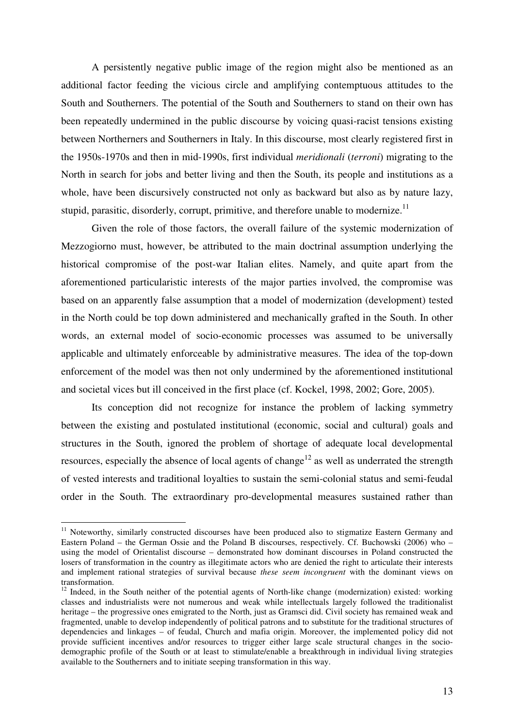A persistently negative public image of the region might also be mentioned as an additional factor feeding the vicious circle and amplifying contemptuous attitudes to the South and Southerners. The potential of the South and Southerners to stand on their own has been repeatedly undermined in the public discourse by voicing quasi-racist tensions existing between Northerners and Southerners in Italy. In this discourse, most clearly registered first in the 1950s-1970s and then in mid-1990s, first individual *meridionali* (*terroni*) migrating to the North in search for jobs and better living and then the South, its people and institutions as a whole, have been discursively constructed not only as backward but also as by nature lazy, stupid, parasitic, disorderly, corrupt, primitive, and therefore unable to modernize.[11]

Given the role of those factors, the overall failure of the systemic modernization of Mezzogiorno must, however, be attributed to the main doctrinal assumption underlying the historical compromise of the post-war Italian elites. Namely, and quite apart from the aforementioned particularistic interests of the major parties involved, the compromise was based on an apparently false assumption that a model of modernization (development) tested in the North could be top down administered and mechanically grafted in the South. In other words, an external model of socio-economic processes was assumed to be universally applicable and ultimately enforceable by administrative measures. The idea of the top-down enforcement of the model was then not only undermined by the aforementioned institutional and societal vices but ill conceived in the first place (cf. Kockel, 1998, 2002; Gore, 2005).

Its conception did not recognize for instance the problem of lacking symmetry between the existing and postulated institutional (economic, social and cultural) goals and structures in the South, ignored the problem of shortage of adequate local developmental resources, especially the absence of local agents of change[12] as well as underrated the strength of vested interests and traditional loyalties to sustain the semi-colonial status and semi-feudal order in the South. The extraordinary pro-developmental measures sustained rather than

---

[11] Noteworthy, similarly constructed discourses have been produced also to stigmatize Eastern Germany and Eastern Poland – the German Ossie and the Poland B discourses, respectively. Cf. Buchowski (2006) who – using the model of Orientalist discourse – demonstrated how dominant discourses in Poland constructed the losers of transformation in the country as illegitimate actors who are denied the right to articulate their interests and implement rational strategies of survival because *these seem incongruent* with the dominant views on transformation.

[12] Indeed, in the South neither of the potential agents of North-like change (modernization) existed: working classes and industrialists were not numerous and weak while intellectuals largely followed the traditionalist heritage – the progressive ones emigrated to the North, just as Gramsci did. Civil society has remained weak and fragmented, unable to develop independently of political patrons and to substitute for the traditional structures of dependencies and linkages – of feudal, Church and mafia origin. Moreover, the implemented policy did not provide sufficient incentives and/or resources to trigger either large scale structural changes in the socio-demographic profile of the South or at least to stimulate/enable a breakthrough in individual living strategies available to the Southerners and to initiate seeping transformation in this way.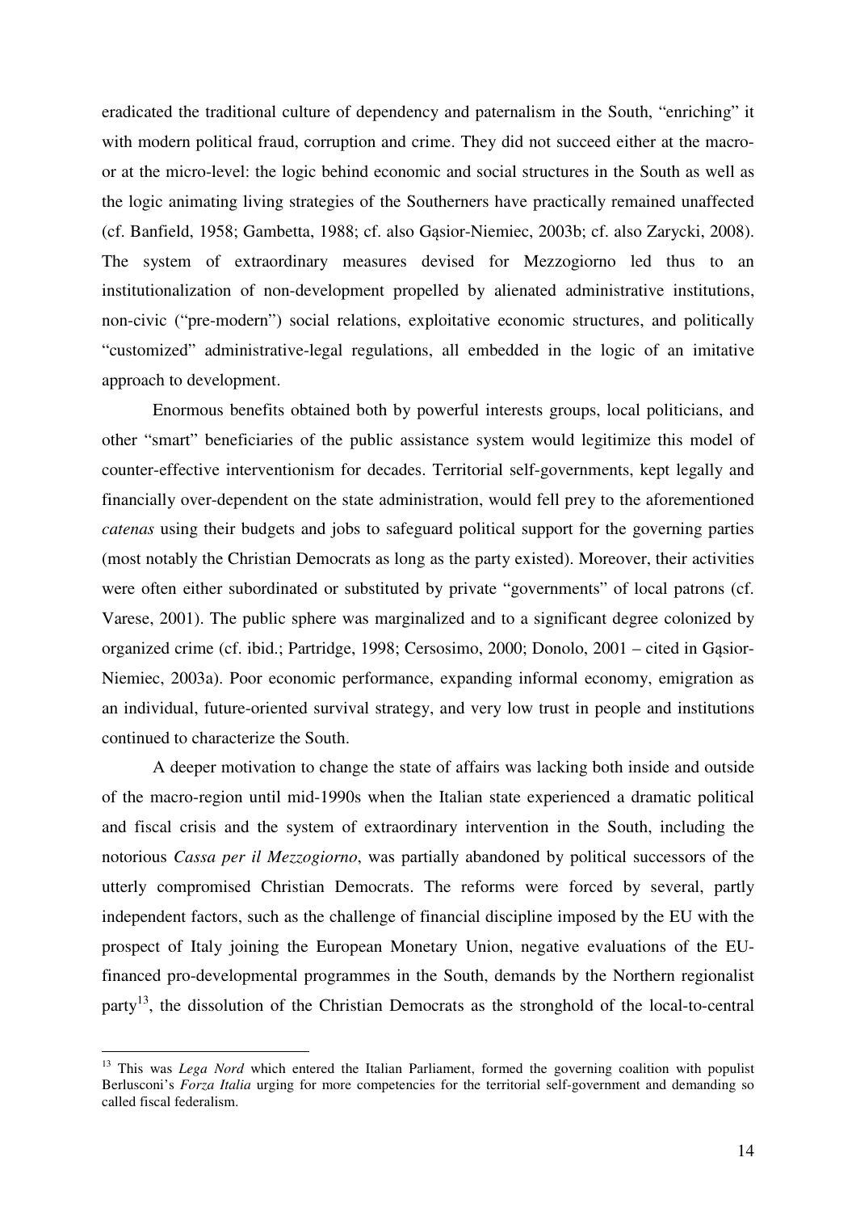eradicated the traditional culture of dependency and paternalism in the South, "enriching" it with modern political fraud, corruption and crime. They did not succeed either at the macro- or at the micro-level: the logic behind economic and social structures in the South as well as the logic animating living strategies of the Southerners have practically remained unaffected (cf. Banfield, 1958; Gambetta, 1988; cf. also Gąsior-Niemiec, 2003b; cf. also Zarycki, 2008). The system of extraordinary measures devised for Mezzogiorno led thus to an institutionalization of non-development propelled by alienated administrative institutions, non-civic ("pre-modern") social relations, exploitative economic structures, and politically "customized" administrative-legal regulations, all embedded in the logic of an imitative approach to development.

Enormous benefits obtained both by powerful interests groups, local politicians, and other "smart" beneficiaries of the public assistance system would legitimize this model of counter-effective interventionism for decades. Territorial self-governments, kept legally and financially over-dependent on the state administration, would fell prey to the aforementioned *catenas* using their budgets and jobs to safeguard political support for the governing parties (most notably the Christian Democrats as long as the party existed). Moreover, their activities were often either subordinated or substituted by private "governments" of local patrons (cf. Varese, 2001). The public sphere was marginalized and to a significant degree colonized by organized crime (cf. ibid.; Partridge, 1998; Cersosimo, 2000; Donolo, 2001 – cited in Gąsior-Niemiec, 2003a). Poor economic performance, expanding informal economy, emigration as an individual, future-oriented survival strategy, and very low trust in people and institutions continued to characterize the South.

A deeper motivation to change the state of affairs was lacking both inside and outside of the macro-region until mid-1990s when the Italian state experienced a dramatic political and fiscal crisis and the system of extraordinary intervention in the South, including the notorious *Cassa per il Mezzogiorno*, was partially abandoned by political successors of the utterly compromised Christian Democrats. The reforms were forced by several, partly independent factors, such as the challenge of financial discipline imposed by the EU with the prospect of Italy joining the European Monetary Union, negative evaluations of the EU-financed pro-developmental programmes in the South, demands by the Northern regionalist party[13], the dissolution of the Christian Democrats as the stronghold of the local-to-central

---

[13] This was *Lega Nord* which entered the Italian Parliament, formed the governing coalition with populist Berlusconi's *Forza Italia* urging for more competencies for the territorial self-government and demanding so called fiscal federalism.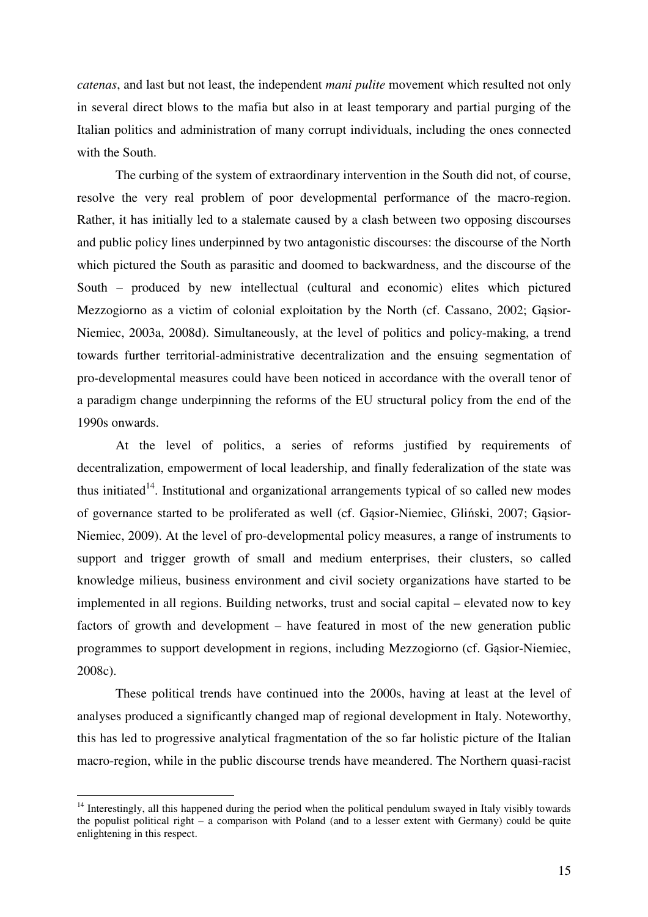*catenas*, and last but not least, the independent *mani pulite* movement which resulted not only in several direct blows to the mafia but also in at least temporary and partial purging of the Italian politics and administration of many corrupt individuals, including the ones connected with the South.

The curbing of the system of extraordinary intervention in the South did not, of course, resolve the very real problem of poor developmental performance of the macro-region. Rather, it has initially led to a stalemate caused by a clash between two opposing discourses and public policy lines underpinned by two antagonistic discourses: the discourse of the North which pictured the South as parasitic and doomed to backwardness, and the discourse of the South – produced by new intellectual (cultural and economic) elites which pictured Mezzogiorno as a victim of colonial exploitation by the North (cf. Cassano, 2002; Gąsior-Niemiec, 2003a, 2008d). Simultaneously, at the level of politics and policy-making, a trend towards further territorial-administrative decentralization and the ensuing segmentation of pro-developmental measures could have been noticed in accordance with the overall tenor of a paradigm change underpinning the reforms of the EU structural policy from the end of the 1990s onwards.

At the level of politics, a series of reforms justified by requirements of decentralization, empowerment of local leadership, and finally federalization of the state was thus initiated[14]. Institutional and organizational arrangements typical of so called new modes of governance started to be proliferated as well (cf. Gąsior-Niemiec, Gliński, 2007; Gąsior-Niemiec, 2009). At the level of pro-developmental policy measures, a range of instruments to support and trigger growth of small and medium enterprises, their clusters, so called knowledge milieus, business environment and civil society organizations have started to be implemented in all regions. Building networks, trust and social capital – elevated now to key factors of growth and development – have featured in most of the new generation public programmes to support development in regions, including Mezzogiorno (cf. Gąsior-Niemiec, 2008c).

These political trends have continued into the 2000s, having at least at the level of analyses produced a significantly changed map of regional development in Italy. Noteworthy, this has led to progressive analytical fragmentation of the so far holistic picture of the Italian macro-region, while in the public discourse trends have meandered. The Northern quasi-racist

[14] Interestingly, all this happened during the period when the political pendulum swayed in Italy visibly towards the populist political right – a comparison with Poland (and to a lesser extent with Germany) could be quite enlightening in this respect.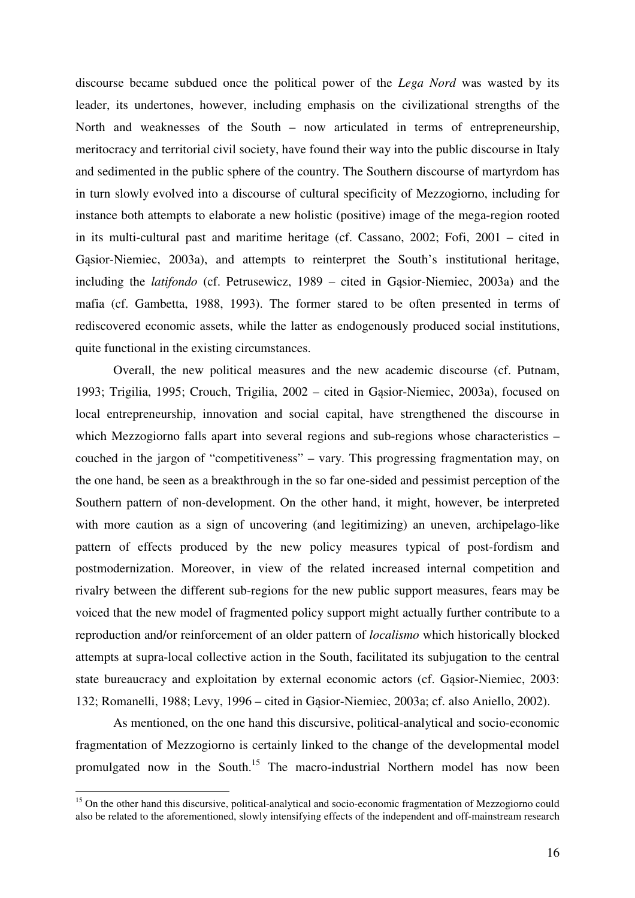discourse became subdued once the political power of the *Lega Nord* was wasted by its leader, its undertones, however, including emphasis on the civilizational strengths of the North and weaknesses of the South – now articulated in terms of entrepreneurship, meritocracy and territorial civil society, have found their way into the public discourse in Italy and sedimented in the public sphere of the country. The Southern discourse of martyrdom has in turn slowly evolved into a discourse of cultural specificity of Mezzogiorno, including for instance both attempts to elaborate a new holistic (positive) image of the mega-region rooted in its multi-cultural past and maritime heritage (cf. Cassano, 2002; Fofi, 2001 – cited in Gąsior-Niemiec, 2003a), and attempts to reinterpret the South's institutional heritage, including the *latifondo* (cf. Petrusewicz, 1989 – cited in Gąsior-Niemiec, 2003a) and the mafia (cf. Gambetta, 1988, 1993). The former stared to be often presented in terms of rediscovered economic assets, while the latter as endogenously produced social institutions, quite functional in the existing circumstances.

Overall, the new political measures and the new academic discourse (cf. Putnam, 1993; Trigilia, 1995; Crouch, Trigilia, 2002 – cited in Gąsior-Niemiec, 2003a), focused on local entrepreneurship, innovation and social capital, have strengthened the discourse in which Mezzogiorno falls apart into several regions and sub-regions whose characteristics – couched in the jargon of "competitiveness" – vary. This progressing fragmentation may, on the one hand, be seen as a breakthrough in the so far one-sided and pessimist perception of the Southern pattern of non-development. On the other hand, it might, however, be interpreted with more caution as a sign of uncovering (and legitimizing) an uneven, archipelago-like pattern of effects produced by the new policy measures typical of post-fordism and postmodernization. Moreover, in view of the related increased internal competition and rivalry between the different sub-regions for the new public support measures, fears may be voiced that the new model of fragmented policy support might actually further contribute to a reproduction and/or reinforcement of an older pattern of *localismo* which historically blocked attempts at supra-local collective action in the South, facilitated its subjugation to the central state bureaucracy and exploitation by external economic actors (cf. Gąsior-Niemiec, 2003: 132; Romanelli, 1988; Levy, 1996 – cited in Gąsior-Niemiec, 2003a; cf. also Aniello, 2002).

As mentioned, on the one hand this discursive, political-analytical and socio-economic fragmentation of Mezzogiorno is certainly linked to the change of the developmental model promulgated now in the South.[15] The macro-industrial Northern model has now been

---

[15] On the other hand this discursive, political-analytical and socio-economic fragmentation of Mezzogiorno could also be related to the aforementioned, slowly intensifying effects of the independent and off-mainstream research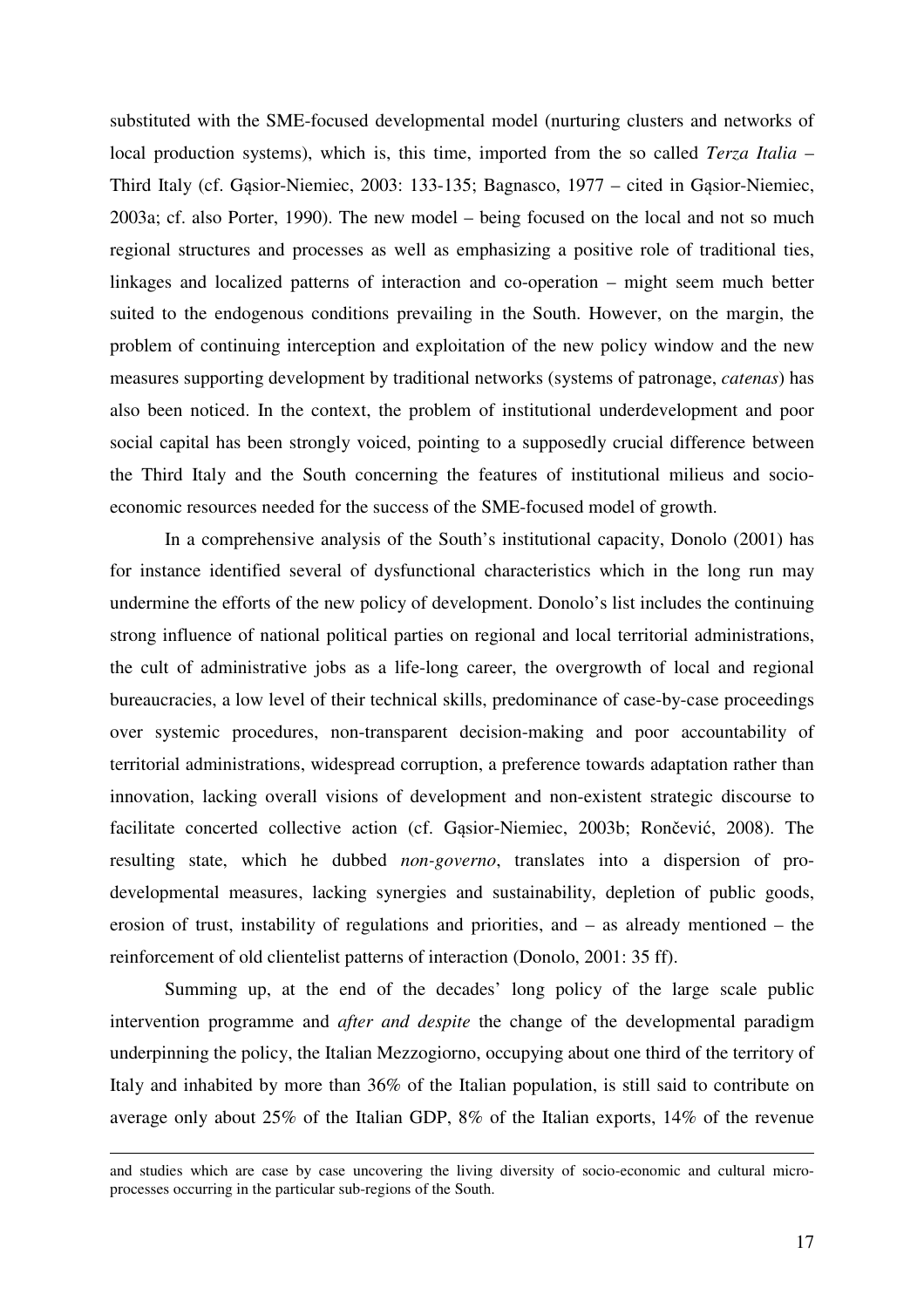substituted with the SME-focused developmental model (nurturing clusters and networks of local production systems), which is, this time, imported from the so called *Terza Italia* – Third Italy (cf. Gąsior-Niemiec, 2003: 133-135; Bagnasco, 1977 – cited in Gąsior-Niemiec, 2003a; cf. also Porter, 1990). The new model – being focused on the local and not so much regional structures and processes as well as emphasizing a positive role of traditional ties, linkages and localized patterns of interaction and co-operation – might seem much better suited to the endogenous conditions prevailing in the South. However, on the margin, the problem of continuing interception and exploitation of the new policy window and the new measures supporting development by traditional networks (systems of patronage, *catenas*) has also been noticed. In the context, the problem of institutional underdevelopment and poor social capital has been strongly voiced, pointing to a supposedly crucial difference between the Third Italy and the South concerning the features of institutional milieus and socio-economic resources needed for the success of the SME-focused model of growth.

In a comprehensive analysis of the South's institutional capacity, Donolo (2001) has for instance identified several of dysfunctional characteristics which in the long run may undermine the efforts of the new policy of development. Donolo's list includes the continuing strong influence of national political parties on regional and local territorial administrations, the cult of administrative jobs as a life-long career, the overgrowth of local and regional bureaucracies, a low level of their technical skills, predominance of case-by-case proceedings over systemic procedures, non-transparent decision-making and poor accountability of territorial administrations, widespread corruption, a preference towards adaptation rather than innovation, lacking overall visions of development and non-existent strategic discourse to facilitate concerted collective action (cf. Gąsior-Niemiec, 2003b; Rončević, 2008). The resulting state, which he dubbed *non-governo*, translates into a dispersion of pro-developmental measures, lacking synergies and sustainability, depletion of public goods, erosion of trust, instability of regulations and priorities, and – as already mentioned – the reinforcement of old clientelist patterns of interaction (Donolo, 2001: 35 ff).

Summing up, at the end of the decades' long policy of the large scale public intervention programme and *after and despite* the change of the developmental paradigm underpinning the policy, the Italian Mezzogiorno, occupying about one third of the territory of Italy and inhabited by more than 36% of the Italian population, is still said to contribute on average only about 25% of the Italian GDP, 8% of the Italian exports, 14% of the revenue

---

and studies which are case by case uncovering the living diversity of socio-economic and cultural micro-processes occurring in the particular sub-regions of the South.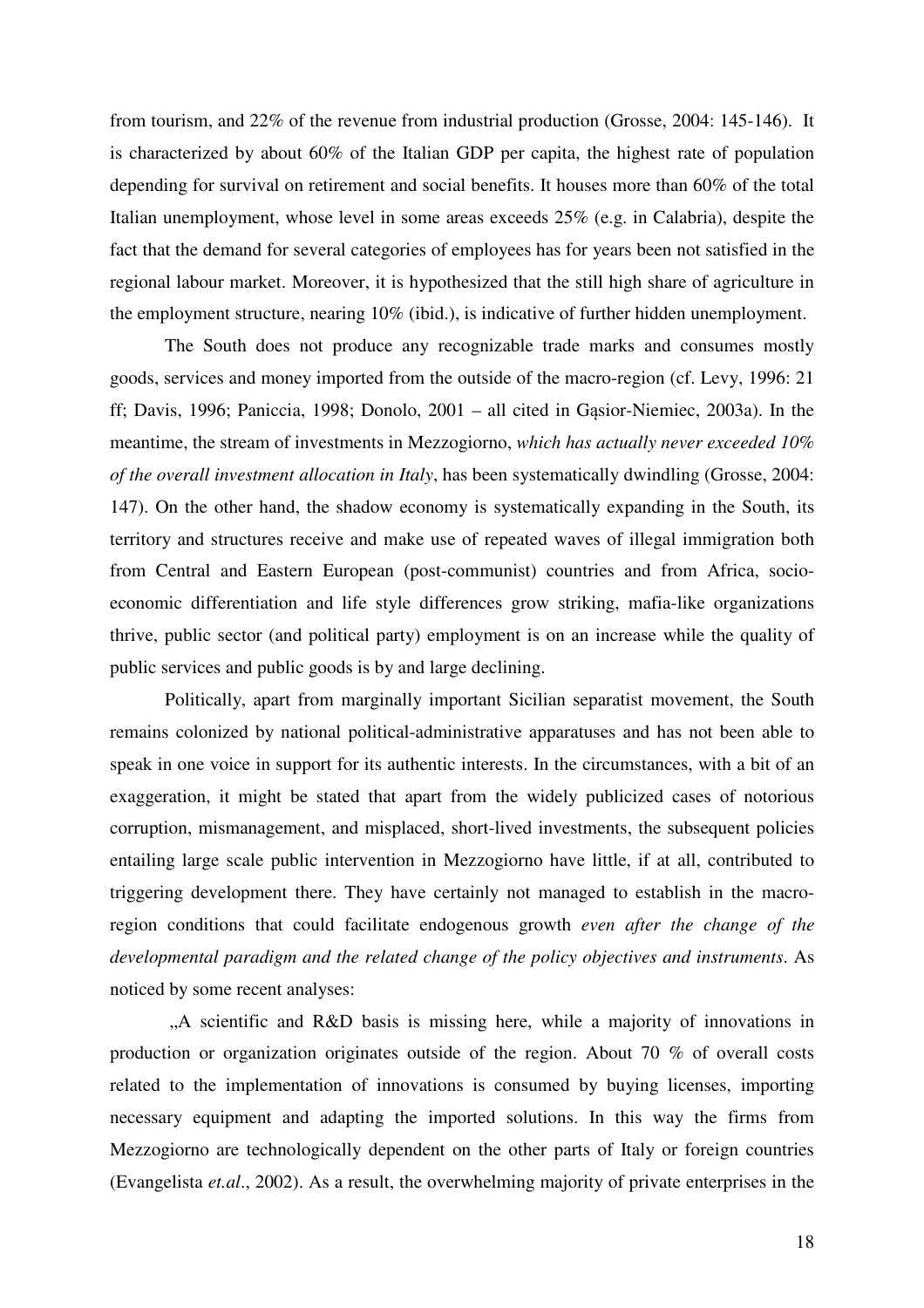from tourism, and 22% of the revenue from industrial production (Grosse, 2004: 145-146). It is characterized by about 60% of the Italian GDP per capita, the highest rate of population depending for survival on retirement and social benefits. It houses more than 60% of the total Italian unemployment, whose level in some areas exceeds 25% (e.g. in Calabria), despite the fact that the demand for several categories of employees has for years been not satisfied in the regional labour market. Moreover, it is hypothesized that the still high share of agriculture in the employment structure, nearing 10% (ibid.), is indicative of further hidden unemployment.

The South does not produce any recognizable trade marks and consumes mostly goods, services and money imported from the outside of the macro-region (cf. Levy, 1996: 21 ff; Davis, 1996; Paniccia, 1998; Donolo, 2001 – all cited in Gąsior-Niemiec, 2003a). In the meantime, the stream of investments in Mezzogiorno, *which has actually never exceeded 10% of the overall investment allocation in Italy*, has been systematically dwindling (Grosse, 2004: 147). On the other hand, the shadow economy is systematically expanding in the South, its territory and structures receive and make use of repeated waves of illegal immigration both from Central and Eastern European (post-communist) countries and from Africa, socio-economic differentiation and life style differences grow striking, mafia-like organizations thrive, public sector (and political party) employment is on an increase while the quality of public services and public goods is by and large declining.

Politically, apart from marginally important Sicilian separatist movement, the South remains colonized by national political-administrative apparatuses and has not been able to speak in one voice in support for its authentic interests. In the circumstances, with a bit of an exaggeration, it might be stated that apart from the widely publicized cases of notorious corruption, mismanagement, and misplaced, short-lived investments, the subsequent policies entailing large scale public intervention in Mezzogiorno have little, if at all, contributed to triggering development there. They have certainly not managed to establish in the macro-region conditions that could facilitate endogenous growth *even after the change of the developmental paradigm and the related change of the policy objectives and instruments*. As noticed by some recent analyses:

„A scientific and R&D basis is missing here, while a majority of innovations in production or organization originates outside of the region. About 70 % of overall costs related to the implementation of innovations is consumed by buying licenses, importing necessary equipment and adapting the imported solutions. In this way the firms from Mezzogiorno are technologically dependent on the other parts of Italy or foreign countries (Evangelista *et.al*., 2002). As a result, the overwhelming majority of private enterprises in the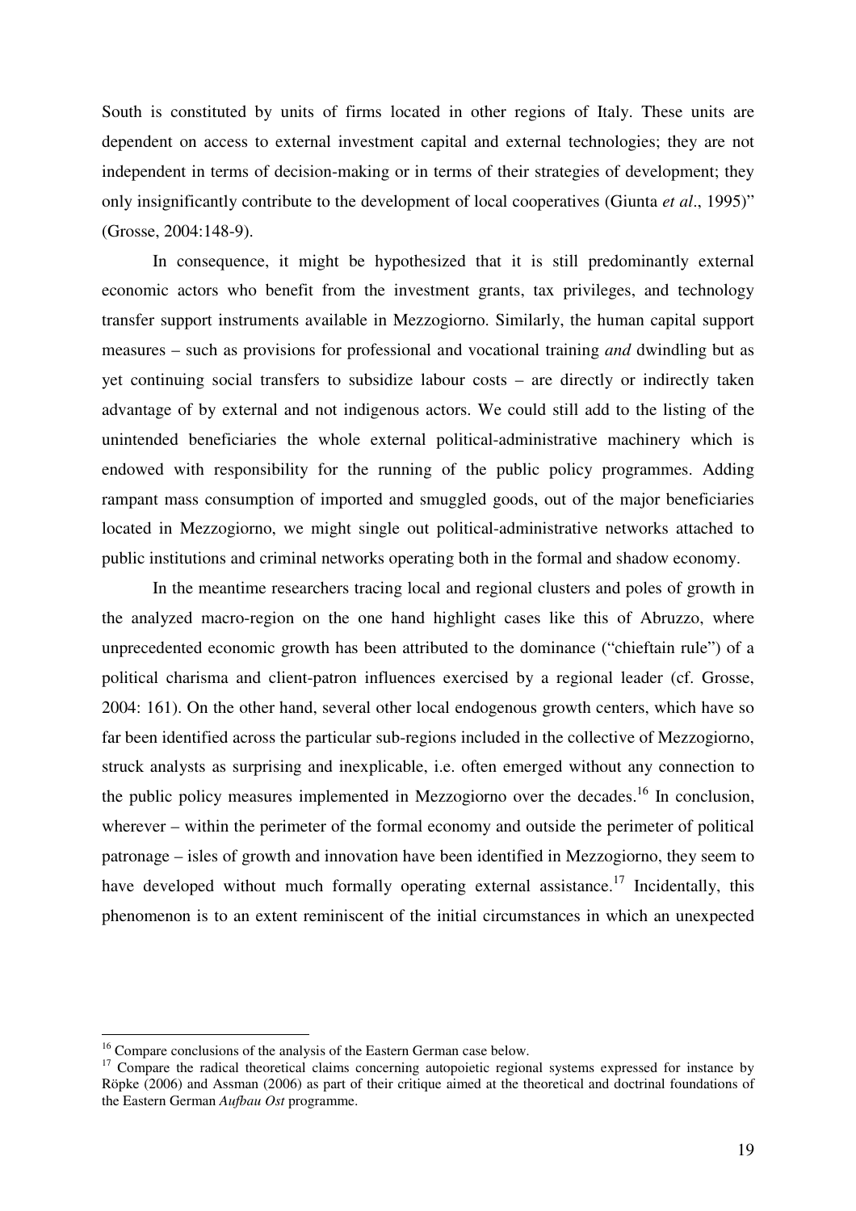South is constituted by units of firms located in other regions of Italy. These units are dependent on access to external investment capital and external technologies; they are not independent in terms of decision-making or in terms of their strategies of development; they only insignificantly contribute to the development of local cooperatives (Giunta *et al*., 1995)" (Grosse, 2004:148-9).

In consequence, it might be hypothesized that it is still predominantly external economic actors who benefit from the investment grants, tax privileges, and technology transfer support instruments available in Mezzogiorno. Similarly, the human capital support measures – such as provisions for professional and vocational training *and* dwindling but as yet continuing social transfers to subsidize labour costs – are directly or indirectly taken advantage of by external and not indigenous actors. We could still add to the listing of the unintended beneficiaries the whole external political-administrative machinery which is endowed with responsibility for the running of the public policy programmes. Adding rampant mass consumption of imported and smuggled goods, out of the major beneficiaries located in Mezzogiorno, we might single out political-administrative networks attached to public institutions and criminal networks operating both in the formal and shadow economy.

In the meantime researchers tracing local and regional clusters and poles of growth in the analyzed macro-region on the one hand highlight cases like this of Abruzzo, where unprecedented economic growth has been attributed to the dominance ("chieftain rule") of a political charisma and client-patron influences exercised by a regional leader (cf. Grosse, 2004: 161). On the other hand, several other local endogenous growth centers, which have so far been identified across the particular sub-regions included in the collective of Mezzogiorno, struck analysts as surprising and inexplicable, i.e. often emerged without any connection to the public policy measures implemented in Mezzogiorno over the decades.[16] In conclusion, wherever – within the perimeter of the formal economy and outside the perimeter of political patronage – isles of growth and innovation have been identified in Mezzogiorno, they seem to have developed without much formally operating external assistance.[17] Incidentally, this phenomenon is to an extent reminiscent of the initial circumstances in which an unexpected

[16] Compare conclusions of the analysis of the Eastern German case below.

[17] Compare the radical theoretical claims concerning autopoietic regional systems expressed for instance by Röpke (2006) and Assman (2006) as part of their critique aimed at the theoretical and doctrinal foundations of the Eastern German *Aufbau Ost* programme.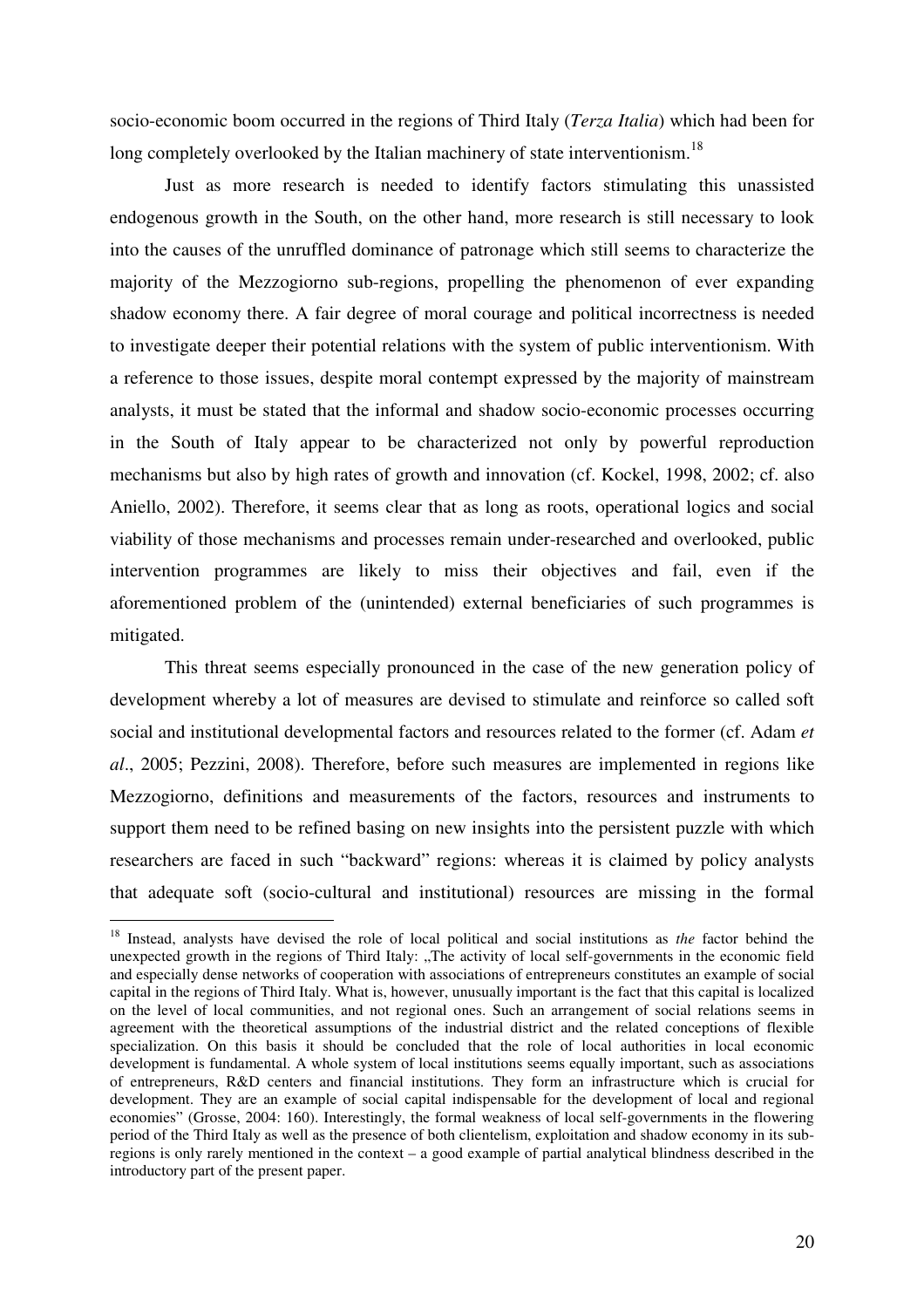socio-economic boom occurred in the regions of Third Italy (*Terza Italia*) which had been for long completely overlooked by the Italian machinery of state interventionism.[18]

Just as more research is needed to identify factors stimulating this unassisted endogenous growth in the South, on the other hand, more research is still necessary to look into the causes of the unruffled dominance of patronage which still seems to characterize the majority of the Mezzogiorno sub-regions, propelling the phenomenon of ever expanding shadow economy there. A fair degree of moral courage and political incorrectness is needed to investigate deeper their potential relations with the system of public interventionism. With a reference to those issues, despite moral contempt expressed by the majority of mainstream analysts, it must be stated that the informal and shadow socio-economic processes occurring in the South of Italy appear to be characterized not only by powerful reproduction mechanisms but also by high rates of growth and innovation (cf. Kockel, 1998, 2002; cf. also Aniello, 2002). Therefore, it seems clear that as long as roots, operational logics and social viability of those mechanisms and processes remain under-researched and overlooked, public intervention programmes are likely to miss their objectives and fail, even if the aforementioned problem of the (unintended) external beneficiaries of such programmes is mitigated.

This threat seems especially pronounced in the case of the new generation policy of development whereby a lot of measures are devised to stimulate and reinforce so called soft social and institutional developmental factors and resources related to the former (cf. Adam *et al*., 2005; Pezzini, 2008). Therefore, before such measures are implemented in regions like Mezzogiorno, definitions and measurements of the factors, resources and instruments to support them need to be refined basing on new insights into the persistent puzzle with which researchers are faced in such "backward" regions: whereas it is claimed by policy analysts that adequate soft (socio-cultural and institutional) resources are missing in the formal

---

[18] Instead, analysts have devised the role of local political and social institutions as *the* factor behind the unexpected growth in the regions of Third Italy: „The activity of local self-governments in the economic field and especially dense networks of cooperation with associations of entrepreneurs constitutes an example of social capital in the regions of Third Italy. What is, however, unusually important is the fact that this capital is localized on the level of local communities, and not regional ones. Such an arrangement of social relations seems in agreement with the theoretical assumptions of the industrial district and the related conceptions of flexible specialization. On this basis it should be concluded that the role of local authorities in local economic development is fundamental. A whole system of local institutions seems equally important, such as associations of entrepreneurs, R&D centers and financial institutions. They form an infrastructure which is crucial for development. They are an example of social capital indispensable for the development of local and regional economies" (Grosse, 2004: 160). Interestingly, the formal weakness of local self-governments in the flowering period of the Third Italy as well as the presence of both clientelism, exploitation and shadow economy in its sub-regions is only rarely mentioned in the context – a good example of partial analytical blindness described in the introductory part of the present paper.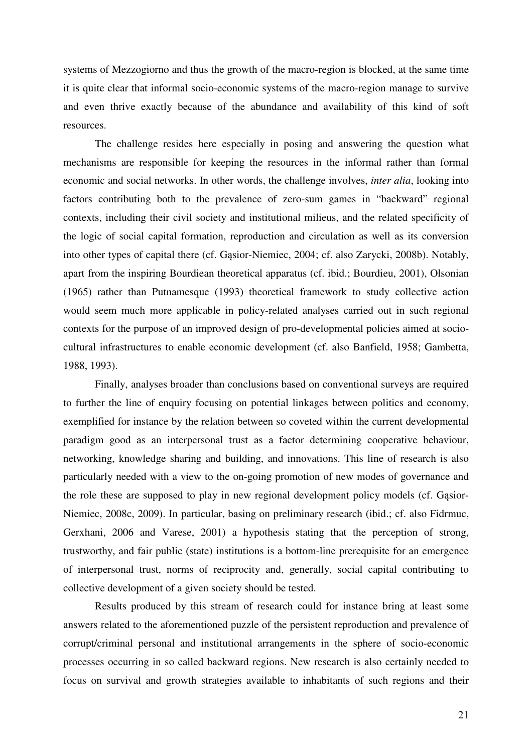systems of Mezzogiorno and thus the growth of the macro-region is blocked, at the same time it is quite clear that informal socio-economic systems of the macro-region manage to survive and even thrive exactly because of the abundance and availability of this kind of soft resources.

The challenge resides here especially in posing and answering the question what mechanisms are responsible for keeping the resources in the informal rather than formal economic and social networks. In other words, the challenge involves, *inter alia*, looking into factors contributing both to the prevalence of zero-sum games in "backward" regional contexts, including their civil society and institutional milieus, and the related specificity of the logic of social capital formation, reproduction and circulation as well as its conversion into other types of capital there (cf. Gąsior-Niemiec, 2004; cf. also Zarycki, 2008b). Notably, apart from the inspiring Bourdiean theoretical apparatus (cf. ibid.; Bourdieu, 2001), Olsonian (1965) rather than Putnamesque (1993) theoretical framework to study collective action would seem much more applicable in policy-related analyses carried out in such regional contexts for the purpose of an improved design of pro-developmental policies aimed at socio-cultural infrastructures to enable economic development (cf. also Banfield, 1958; Gambetta, 1988, 1993).

Finally, analyses broader than conclusions based on conventional surveys are required to further the line of enquiry focusing on potential linkages between politics and economy, exemplified for instance by the relation between so coveted within the current developmental paradigm good as an interpersonal trust as a factor determining cooperative behaviour, networking, knowledge sharing and building, and innovations. This line of research is also particularly needed with a view to the on-going promotion of new modes of governance and the role these are supposed to play in new regional development policy models (cf. Gąsior-Niemiec, 2008c, 2009). In particular, basing on preliminary research (ibid.; cf. also Fidrmuc, Gerxhani, 2006 and Varese, 2001) a hypothesis stating that the perception of strong, trustworthy, and fair public (state) institutions is a bottom-line prerequisite for an emergence of interpersonal trust, norms of reciprocity and, generally, social capital contributing to collective development of a given society should be tested.

Results produced by this stream of research could for instance bring at least some answers related to the aforementioned puzzle of the persistent reproduction and prevalence of corrupt/criminal personal and institutional arrangements in the sphere of socio-economic processes occurring in so called backward regions. New research is also certainly needed to focus on survival and growth strategies available to inhabitants of such regions and their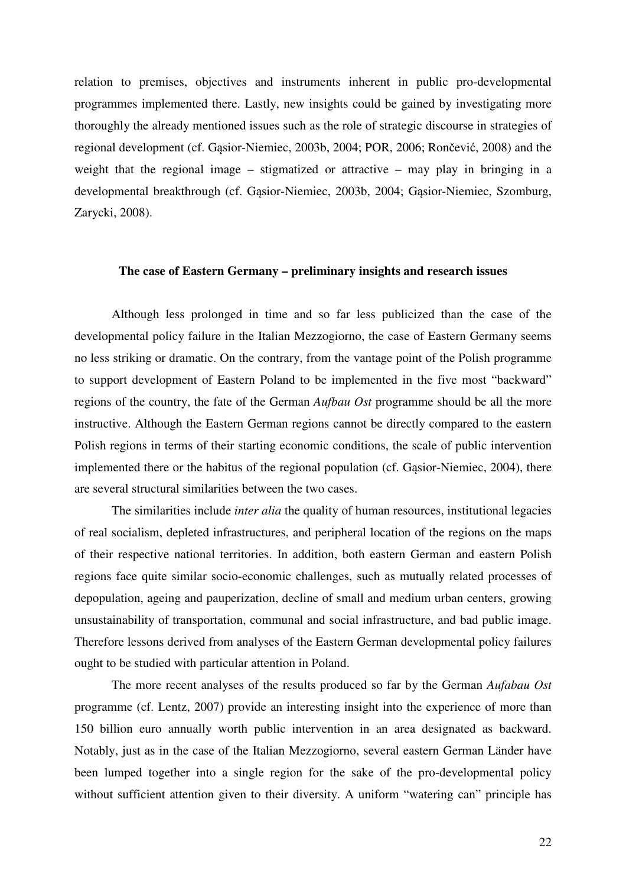relation to premises, objectives and instruments inherent in public pro-developmental programmes implemented there. Lastly, new insights could be gained by investigating more thoroughly the already mentioned issues such as the role of strategic discourse in strategies of regional development (cf. Gąsior-Niemiec, 2003b, 2004; POR, 2006; Rončević, 2008) and the weight that the regional image – stigmatized or attractive – may play in bringing in a developmental breakthrough (cf. Gąsior-Niemiec, 2003b, 2004; Gąsior-Niemiec, Szomburg, Zarycki, 2008).

**The case of Eastern Germany – preliminary insights and research issues**

Although less prolonged in time and so far less publicized than the case of the developmental policy failure in the Italian Mezzogiorno, the case of Eastern Germany seems no less striking or dramatic. On the contrary, from the vantage point of the Polish programme to support development of Eastern Poland to be implemented in the five most "backward" regions of the country, the fate of the German *Aufbau Ost* programme should be all the more instructive. Although the Eastern German regions cannot be directly compared to the eastern Polish regions in terms of their starting economic conditions, the scale of public intervention implemented there or the habitus of the regional population (cf. Gąsior-Niemiec, 2004), there are several structural similarities between the two cases.

The similarities include *inter alia* the quality of human resources, institutional legacies of real socialism, depleted infrastructures, and peripheral location of the regions on the maps of their respective national territories. In addition, both eastern German and eastern Polish regions face quite similar socio-economic challenges, such as mutually related processes of depopulation, ageing and pauperization, decline of small and medium urban centers, growing unsustainability of transportation, communal and social infrastructure, and bad public image. Therefore lessons derived from analyses of the Eastern German developmental policy failures ought to be studied with particular attention in Poland.

The more recent analyses of the results produced so far by the German *Aufabau Ost* programme (cf. Lentz, 2007) provide an interesting insight into the experience of more than 150 billion euro annually worth public intervention in an area designated as backward. Notably, just as in the case of the Italian Mezzogiorno, several eastern German Länder have been lumped together into a single region for the sake of the pro-developmental policy without sufficient attention given to their diversity. A uniform "watering can" principle has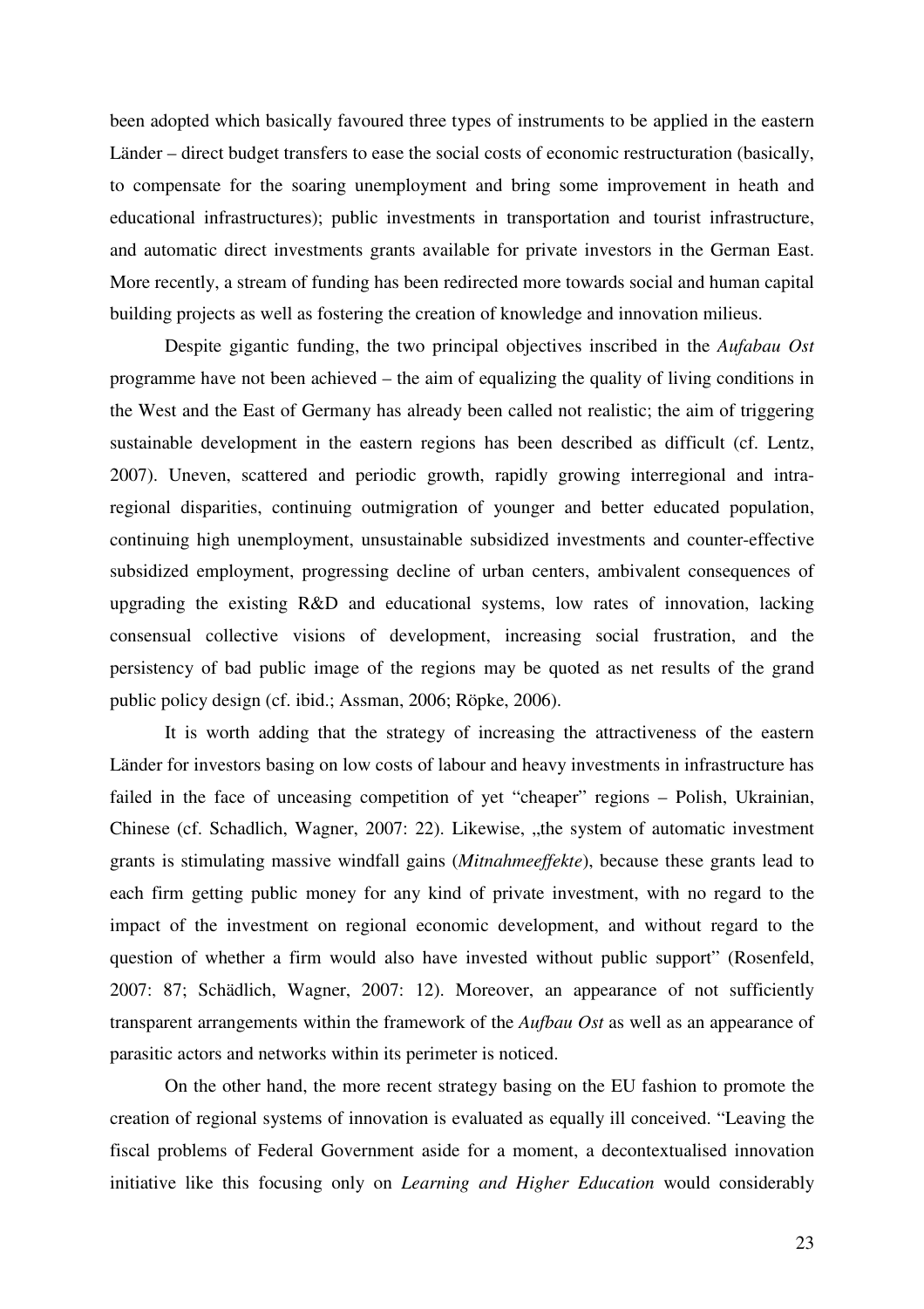been adopted which basically favoured three types of instruments to be applied in the eastern Länder – direct budget transfers to ease the social costs of economic restructuration (basically, to compensate for the soaring unemployment and bring some improvement in heath and educational infrastructures); public investments in transportation and tourist infrastructure, and automatic direct investments grants available for private investors in the German East. More recently, a stream of funding has been redirected more towards social and human capital building projects as well as fostering the creation of knowledge and innovation milieus.

Despite gigantic funding, the two principal objectives inscribed in the *Aufabau Ost* programme have not been achieved – the aim of equalizing the quality of living conditions in the West and the East of Germany has already been called not realistic; the aim of triggering sustainable development in the eastern regions has been described as difficult (cf. Lentz, 2007). Uneven, scattered and periodic growth, rapidly growing interregional and intra-regional disparities, continuing outmigration of younger and better educated population, continuing high unemployment, unsustainable subsidized investments and counter-effective subsidized employment, progressing decline of urban centers, ambivalent consequences of upgrading the existing R&D and educational systems, low rates of innovation, lacking consensual collective visions of development, increasing social frustration, and the persistency of bad public image of the regions may be quoted as net results of the grand public policy design (cf. ibid.; Assman, 2006; Röpke, 2006).

It is worth adding that the strategy of increasing the attractiveness of the eastern Länder for investors basing on low costs of labour and heavy investments in infrastructure has failed in the face of unceasing competition of yet "cheaper" regions – Polish, Ukrainian, Chinese (cf. Schadlich, Wagner, 2007: 22). Likewise, „the system of automatic investment grants is stimulating massive windfall gains (*Mitnahmeeffekte*), because these grants lead to each firm getting public money for any kind of private investment, with no regard to the impact of the investment on regional economic development, and without regard to the question of whether a firm would also have invested without public support" (Rosenfeld, 2007: 87; Schädlich, Wagner, 2007: 12). Moreover, an appearance of not sufficiently transparent arrangements within the framework of the *Aufbau Ost* as well as an appearance of parasitic actors and networks within its perimeter is noticed.

On the other hand, the more recent strategy basing on the EU fashion to promote the creation of regional systems of innovation is evaluated as equally ill conceived. "Leaving the fiscal problems of Federal Government aside for a moment, a decontextualised innovation initiative like this focusing only on *Learning and Higher Education* would considerably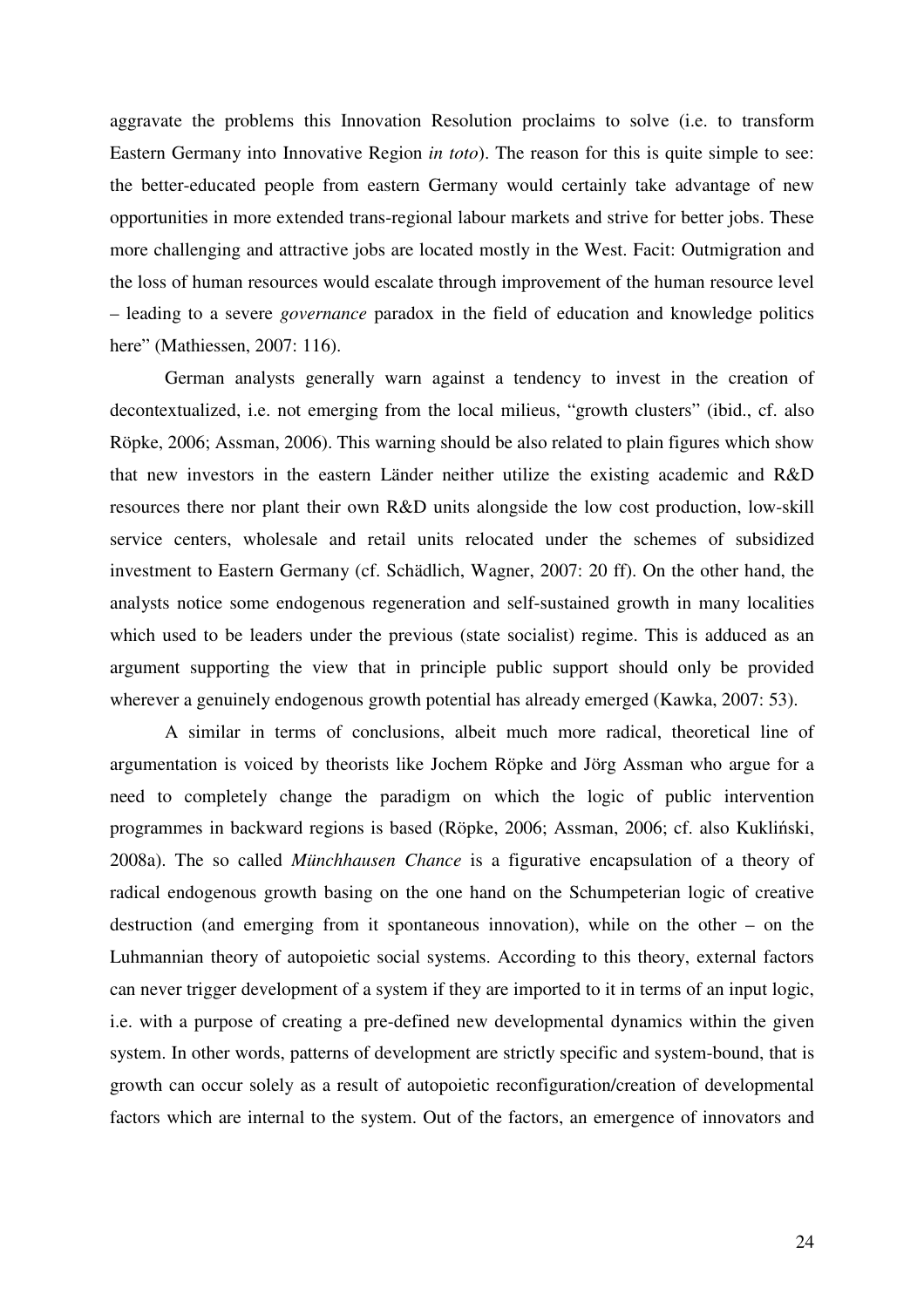aggravate the problems this Innovation Resolution proclaims to solve (i.e. to transform Eastern Germany into Innovative Region *in toto*). The reason for this is quite simple to see: the better-educated people from eastern Germany would certainly take advantage of new opportunities in more extended trans-regional labour markets and strive for better jobs. These more challenging and attractive jobs are located mostly in the West. Facit: Outmigration and the loss of human resources would escalate through improvement of the human resource level – leading to a severe *governance* paradox in the field of education and knowledge politics here" (Mathiessen, 2007: 116).

German analysts generally warn against a tendency to invest in the creation of decontextualized, i.e. not emerging from the local milieus, "growth clusters" (ibid., cf. also Röpke, 2006; Assman, 2006). This warning should be also related to plain figures which show that new investors in the eastern Länder neither utilize the existing academic and R&D resources there nor plant their own R&D units alongside the low cost production, low-skill service centers, wholesale and retail units relocated under the schemes of subsidized investment to Eastern Germany (cf. Schädlich, Wagner, 2007: 20 ff). On the other hand, the analysts notice some endogenous regeneration and self-sustained growth in many localities which used to be leaders under the previous (state socialist) regime. This is adduced as an argument supporting the view that in principle public support should only be provided wherever a genuinely endogenous growth potential has already emerged (Kawka, 2007: 53).

A similar in terms of conclusions, albeit much more radical, theoretical line of argumentation is voiced by theorists like Jochem Röpke and Jörg Assman who argue for a need to completely change the paradigm on which the logic of public intervention programmes in backward regions is based (Röpke, 2006; Assman, 2006; cf. also Kukliński, 2008a). The so called *Münchhausen Chance* is a figurative encapsulation of a theory of radical endogenous growth basing on the one hand on the Schumpeterian logic of creative destruction (and emerging from it spontaneous innovation), while on the other – on the Luhmannian theory of autopoietic social systems. According to this theory, external factors can never trigger development of a system if they are imported to it in terms of an input logic, i.e. with a purpose of creating a pre-defined new developmental dynamics within the given system. In other words, patterns of development are strictly specific and system-bound, that is growth can occur solely as a result of autopoietic reconfiguration/creation of developmental factors which are internal to the system. Out of the factors, an emergence of innovators and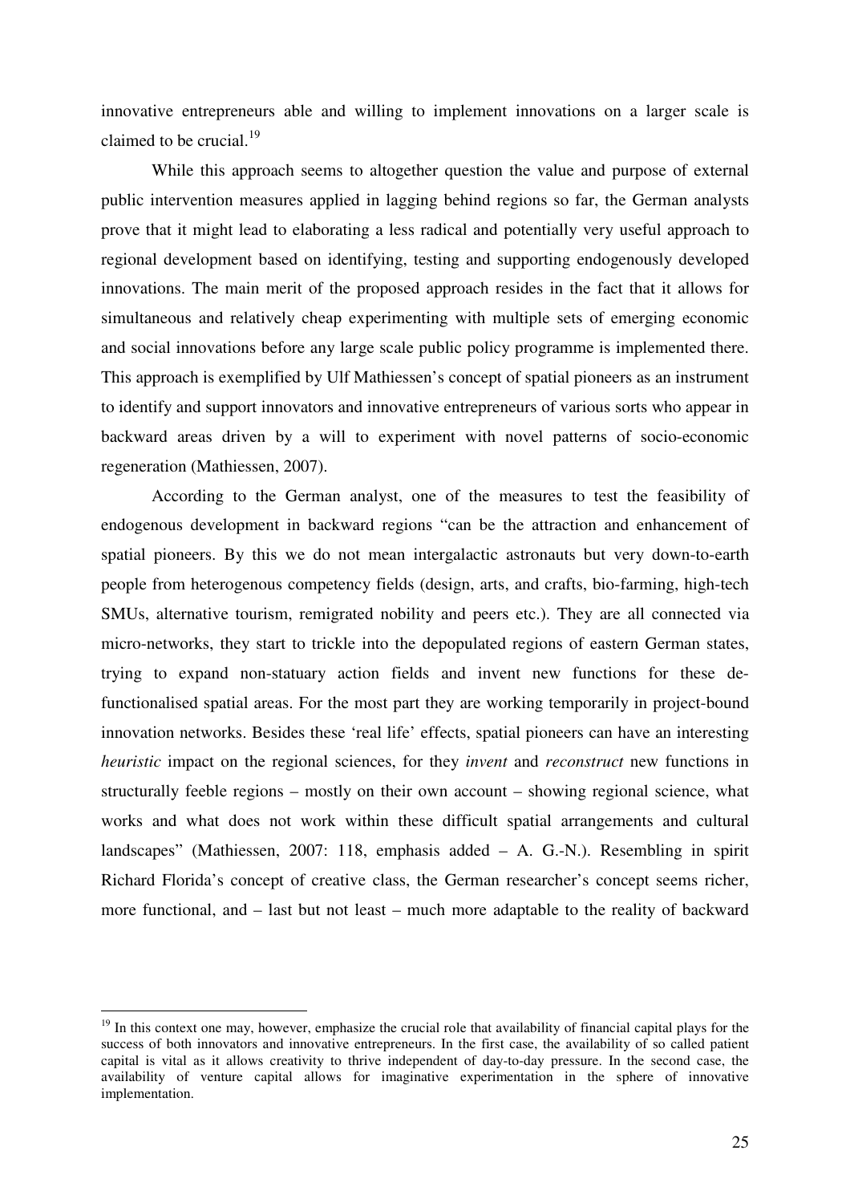innovative entrepreneurs able and willing to implement innovations on a larger scale is claimed to be crucial.[19]

While this approach seems to altogether question the value and purpose of external public intervention measures applied in lagging behind regions so far, the German analysts prove that it might lead to elaborating a less radical and potentially very useful approach to regional development based on identifying, testing and supporting endogenously developed innovations. The main merit of the proposed approach resides in the fact that it allows for simultaneous and relatively cheap experimenting with multiple sets of emerging economic and social innovations before any large scale public policy programme is implemented there. This approach is exemplified by Ulf Mathiessen's concept of spatial pioneers as an instrument to identify and support innovators and innovative entrepreneurs of various sorts who appear in backward areas driven by a will to experiment with novel patterns of socio-economic regeneration (Mathiessen, 2007).

According to the German analyst, one of the measures to test the feasibility of endogenous development in backward regions "can be the attraction and enhancement of spatial pioneers. By this we do not mean intergalactic astronauts but very down-to-earth people from heterogenous competency fields (design, arts, and crafts, bio-farming, high-tech SMUs, alternative tourism, remigrated nobility and peers etc.). They are all connected via micro-networks, they start to trickle into the depopulated regions of eastern German states, trying to expand non-statuary action fields and invent new functions for these de-functionalised spatial areas. For the most part they are working temporarily in project-bound innovation networks. Besides these 'real life' effects, spatial pioneers can have an interesting *heuristic* impact on the regional sciences, for they *invent* and *reconstruct* new functions in structurally feeble regions – mostly on their own account – showing regional science, what works and what does not work within these difficult spatial arrangements and cultural landscapes" (Mathiessen, 2007: 118, emphasis added – A. G.-N.). Resembling in spirit Richard Florida's concept of creative class, the German researcher's concept seems richer, more functional, and – last but not least – much more adaptable to the reality of backward

---

[19] In this context one may, however, emphasize the crucial role that availability of financial capital plays for the success of both innovators and innovative entrepreneurs. In the first case, the availability of so called patient capital is vital as it allows creativity to thrive independent of day-to-day pressure. In the second case, the availability of venture capital allows for imaginative experimentation in the sphere of innovative implementation.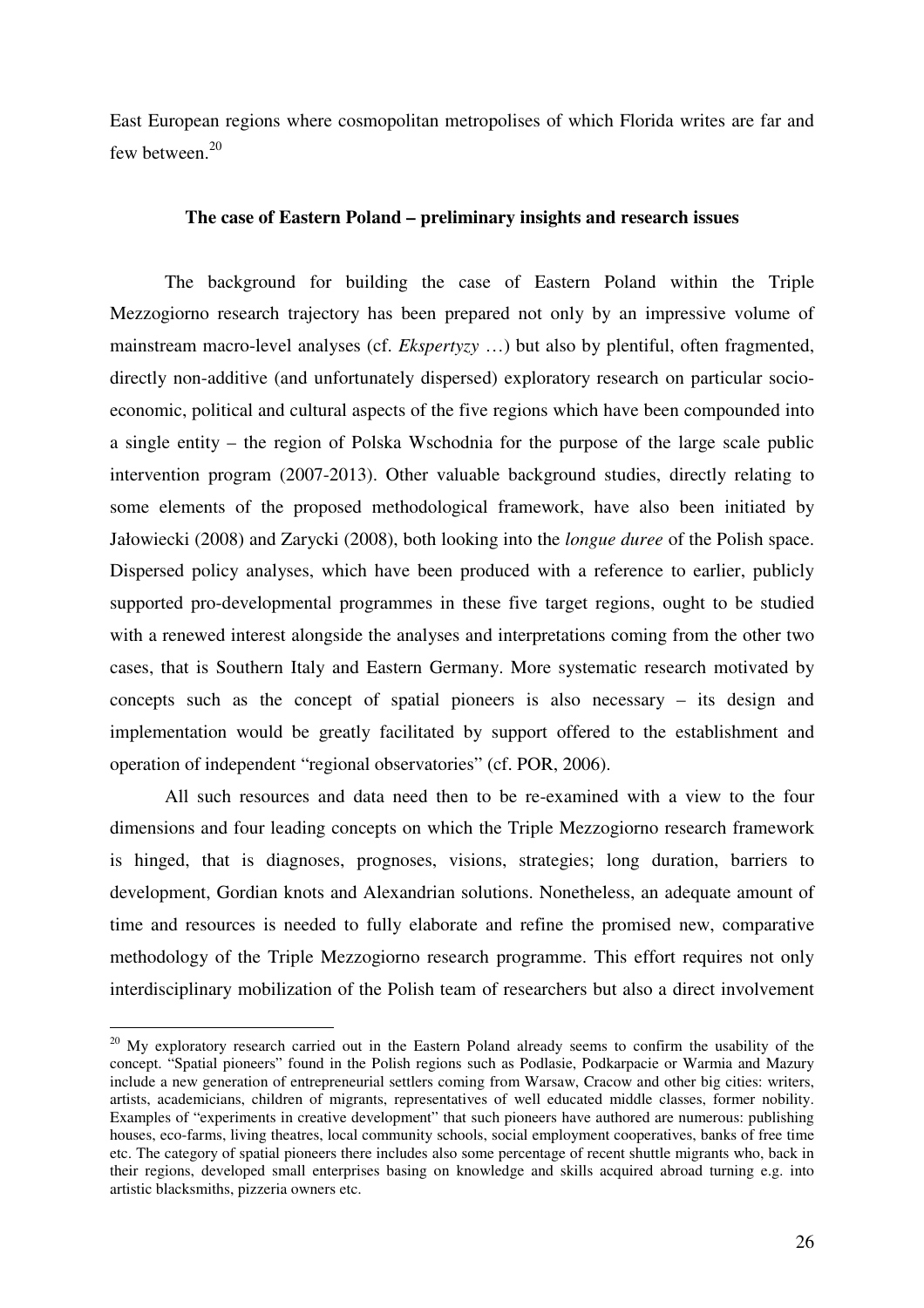East European regions where cosmopolitan metropolises of which Florida writes are far and few between.[20]

**The case of Eastern Poland – preliminary insights and research issues**

The background for building the case of Eastern Poland within the Triple Mezzogiorno research trajectory has been prepared not only by an impressive volume of mainstream macro-level analyses (cf. *Ekspertyzy* …) but also by plentiful, often fragmented, directly non-additive (and unfortunately dispersed) exploratory research on particular socio-economic, political and cultural aspects of the five regions which have been compounded into a single entity – the region of Polska Wschodnia for the purpose of the large scale public intervention program (2007-2013). Other valuable background studies, directly relating to some elements of the proposed methodological framework, have also been initiated by Jałowiecki (2008) and Zarycki (2008), both looking into the *longue duree* of the Polish space. Dispersed policy analyses, which have been produced with a reference to earlier, publicly supported pro-developmental programmes in these five target regions, ought to be studied with a renewed interest alongside the analyses and interpretations coming from the other two cases, that is Southern Italy and Eastern Germany. More systematic research motivated by concepts such as the concept of spatial pioneers is also necessary – its design and implementation would be greatly facilitated by support offered to the establishment and operation of independent "regional observatories" (cf. POR, 2006).

All such resources and data need then to be re-examined with a view to the four dimensions and four leading concepts on which the Triple Mezzogiorno research framework is hinged, that is diagnoses, prognoses, visions, strategies; long duration, barriers to development, Gordian knots and Alexandrian solutions. Nonetheless, an adequate amount of time and resources is needed to fully elaborate and refine the promised new, comparative methodology of the Triple Mezzogiorno research programme. This effort requires not only interdisciplinary mobilization of the Polish team of researchers but also a direct involvement

---

[20] My exploratory research carried out in the Eastern Poland already seems to confirm the usability of the concept. "Spatial pioneers" found in the Polish regions such as Podlasie, Podkarpacie or Warmia and Mazury include a new generation of entrepreneurial settlers coming from Warsaw, Cracow and other big cities: writers, artists, academicians, children of migrants, representatives of well educated middle classes, former nobility. Examples of "experiments in creative development" that such pioneers have authored are numerous: publishing houses, eco-farms, living theatres, local community schools, social employment cooperatives, banks of free time etc. The category of spatial pioneers there includes also some percentage of recent shuttle migrants who, back in their regions, developed small enterprises basing on knowledge and skills acquired abroad turning e.g. into artistic blacksmiths, pizzeria owners etc.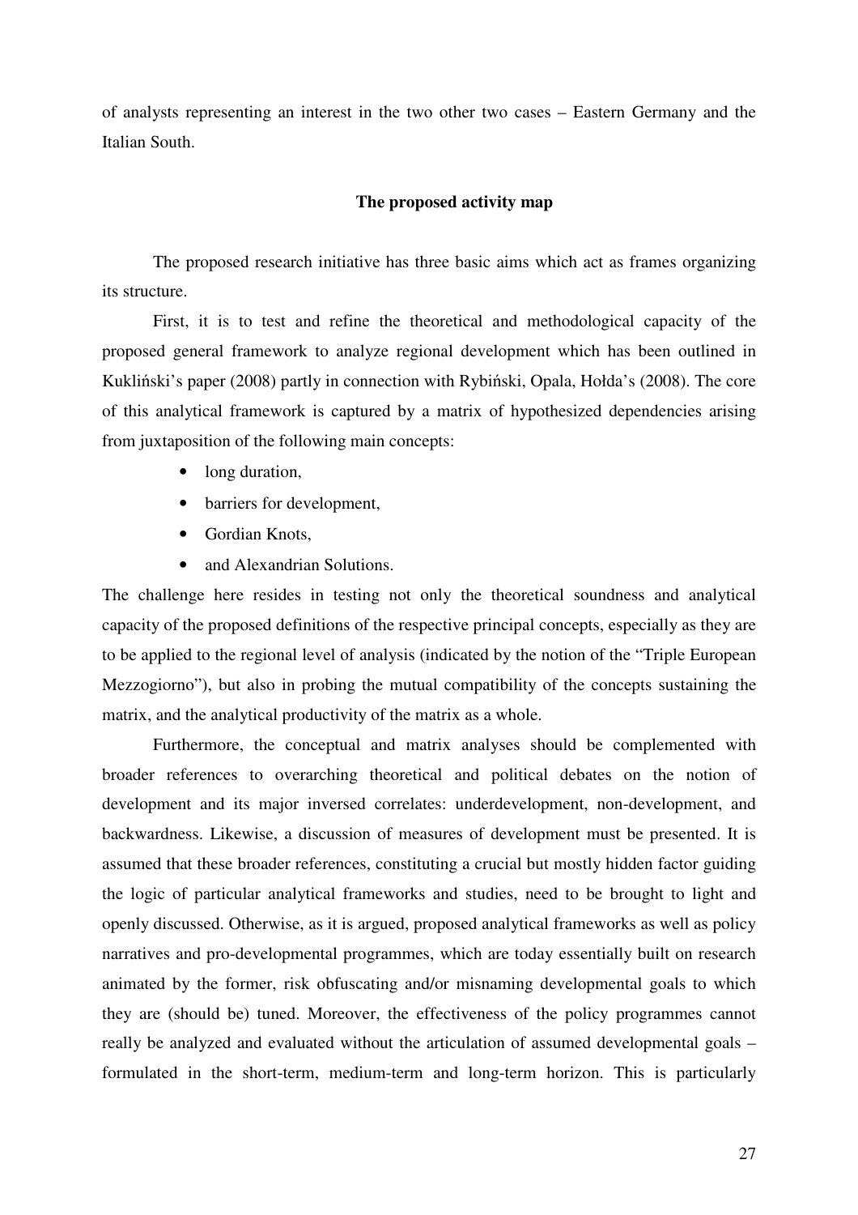of analysts representing an interest in the two other two cases – Eastern Germany and the Italian South.

**The proposed activity map**

The proposed research initiative has three basic aims which act as frames organizing its structure.

First, it is to test and refine the theoretical and methodological capacity of the proposed general framework to analyze regional development which has been outlined in Kukliński's paper (2008) partly in connection with Rybiński, Opala, Hołda's (2008). The core of this analytical framework is captured by a matrix of hypothesized dependencies arising from juxtaposition of the following main concepts:

- long duration,
- barriers for development,
- Gordian Knots,
- and Alexandrian Solutions.

The challenge here resides in testing not only the theoretical soundness and analytical capacity of the proposed definitions of the respective principal concepts, especially as they are to be applied to the regional level of analysis (indicated by the notion of the "Triple European Mezzogiorno"), but also in probing the mutual compatibility of the concepts sustaining the matrix, and the analytical productivity of the matrix as a whole.

Furthermore, the conceptual and matrix analyses should be complemented with broader references to overarching theoretical and political debates on the notion of development and its major inversed correlates: underdevelopment, non-development, and backwardness. Likewise, a discussion of measures of development must be presented. It is assumed that these broader references, constituting a crucial but mostly hidden factor guiding the logic of particular analytical frameworks and studies, need to be brought to light and openly discussed. Otherwise, as it is argued, proposed analytical frameworks as well as policy narratives and pro-developmental programmes, which are today essentially built on research animated by the former, risk obfuscating and/or misnaming developmental goals to which they are (should be) tuned. Moreover, the effectiveness of the policy programmes cannot really be analyzed and evaluated without the articulation of assumed developmental goals – formulated in the short-term, medium-term and long-term horizon. This is particularly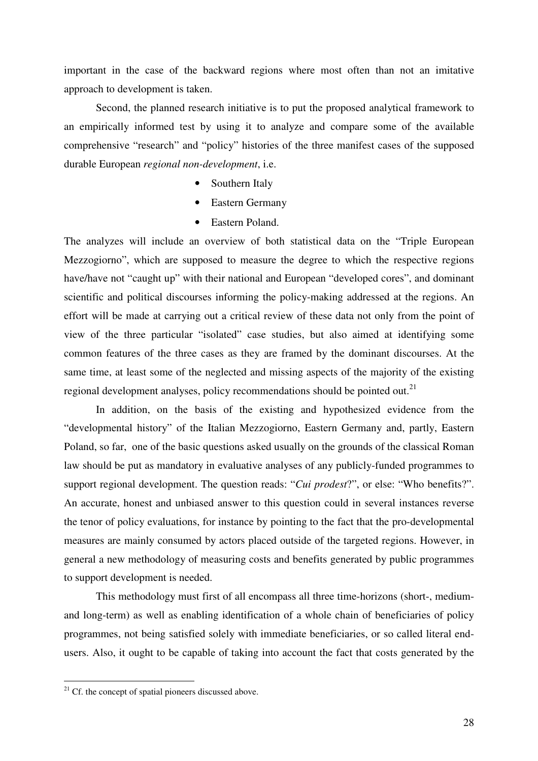important in the case of the backward regions where most often than not an imitative approach to development is taken.

Second, the planned research initiative is to put the proposed analytical framework to an empirically informed test by using it to analyze and compare some of the available comprehensive "research" and "policy" histories of the three manifest cases of the supposed durable European *regional non-development*, i.e.

- Southern Italy
- Eastern Germany
- Eastern Poland.

The analyzes will include an overview of both statistical data on the "Triple European Mezzogiorno", which are supposed to measure the degree to which the respective regions have/have not "caught up" with their national and European "developed cores", and dominant scientific and political discourses informing the policy-making addressed at the regions. An effort will be made at carrying out a critical review of these data not only from the point of view of the three particular "isolated" case studies, but also aimed at identifying some common features of the three cases as they are framed by the dominant discourses. At the same time, at least some of the neglected and missing aspects of the majority of the existing regional development analyses, policy recommendations should be pointed out.[21]

In addition, on the basis of the existing and hypothesized evidence from the "developmental history" of the Italian Mezzogiorno, Eastern Germany and, partly, Eastern Poland, so far, one of the basic questions asked usually on the grounds of the classical Roman law should be put as mandatory in evaluative analyses of any publicly-funded programmes to support regional development. The question reads: "*Cui prodest*?", or else: "Who benefits?". An accurate, honest and unbiased answer to this question could in several instances reverse the tenor of policy evaluations, for instance by pointing to the fact that the pro-developmental measures are mainly consumed by actors placed outside of the targeted regions. However, in general a new methodology of measuring costs and benefits generated by public programmes to support development is needed.

This methodology must first of all encompass all three time-horizons (short-, medium- and long-term) as well as enabling identification of a whole chain of beneficiaries of policy programmes, not being satisfied solely with immediate beneficiaries, or so called literal end-users. Also, it ought to be capable of taking into account the fact that costs generated by the

[21] Cf. the concept of spatial pioneers discussed above.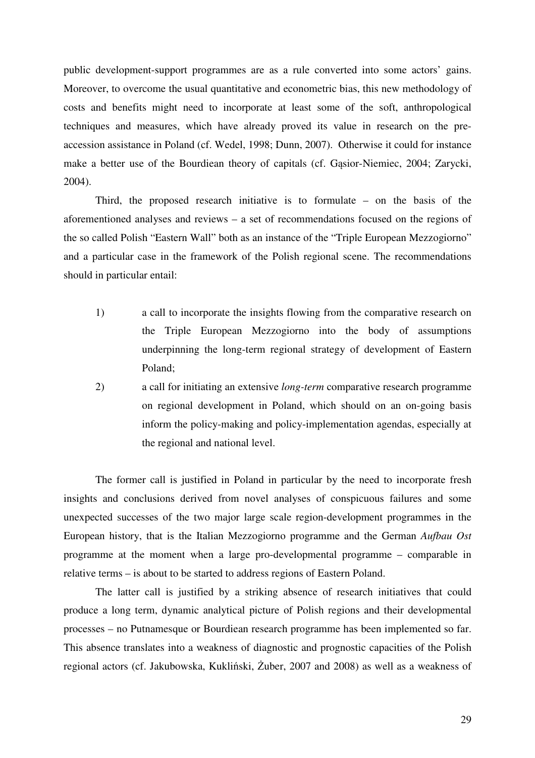public development-support programmes are as a rule converted into some actors' gains. Moreover, to overcome the usual quantitative and econometric bias, this new methodology of costs and benefits might need to incorporate at least some of the soft, anthropological techniques and measures, which have already proved its value in research on the pre-accession assistance in Poland (cf. Wedel, 1998; Dunn, 2007). Otherwise it could for instance make a better use of the Bourdiean theory of capitals (cf. Gąsior-Niemiec, 2004; Zarycki, 2004).

Third, the proposed research initiative is to formulate – on the basis of the aforementioned analyses and reviews – a set of recommendations focused on the regions of the so called Polish "Eastern Wall" both as an instance of the "Triple European Mezzogiorno" and a particular case in the framework of the Polish regional scene. The recommendations should in particular entail:

1) a call to incorporate the insights flowing from the comparative research on the Triple European Mezzogiorno into the body of assumptions underpinning the long-term regional strategy of development of Eastern Poland;
2) a call for initiating an extensive *long-term* comparative research programme on regional development in Poland, which should on an on-going basis inform the policy-making and policy-implementation agendas, especially at the regional and national level.

The former call is justified in Poland in particular by the need to incorporate fresh insights and conclusions derived from novel analyses of conspicuous failures and some unexpected successes of the two major large scale region-development programmes in the European history, that is the Italian Mezzogiorno programme and the German *Aufbau Ost* programme at the moment when a large pro-developmental programme – comparable in relative terms – is about to be started to address regions of Eastern Poland.

The latter call is justified by a striking absence of research initiatives that could produce a long term, dynamic analytical picture of Polish regions and their developmental processes – no Putnamesque or Bourdiean research programme has been implemented so far. This absence translates into a weakness of diagnostic and prognostic capacities of the Polish regional actors (cf. Jakubowska, Kukliński, Żuber, 2007 and 2008) as well as a weakness of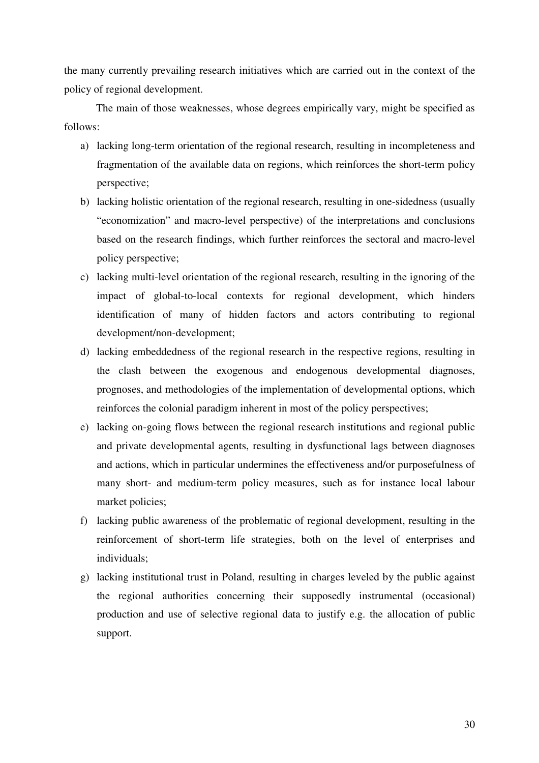the many currently prevailing research initiatives which are carried out in the context of the policy of regional development.

The main of those weaknesses, whose degrees empirically vary, might be specified as follows:

a) lacking long-term orientation of the regional research, resulting in incompleteness and fragmentation of the available data on regions, which reinforces the short-term policy perspective;
b) lacking holistic orientation of the regional research, resulting in one-sidedness (usually "economization" and macro-level perspective) of the interpretations and conclusions based on the research findings, which further reinforces the sectoral and macro-level policy perspective;
c) lacking multi-level orientation of the regional research, resulting in the ignoring of the impact of global-to-local contexts for regional development, which hinders identification of many of hidden factors and actors contributing to regional development/non-development;
d) lacking embeddedness of the regional research in the respective regions, resulting in the clash between the exogenous and endogenous developmental diagnoses, prognoses, and methodologies of the implementation of developmental options, which reinforces the colonial paradigm inherent in most of the policy perspectives;
e) lacking on-going flows between the regional research institutions and regional public and private developmental agents, resulting in dysfunctional lags between diagnoses and actions, which in particular undermines the effectiveness and/or purposefulness of many short- and medium-term policy measures, such as for instance local labour market policies;
f) lacking public awareness of the problematic of regional development, resulting in the reinforcement of short-term life strategies, both on the level of enterprises and individuals;
g) lacking institutional trust in Poland, resulting in charges leveled by the public against the regional authorities concerning their supposedly instrumental (occasional) production and use of selective regional data to justify e.g. the allocation of public support.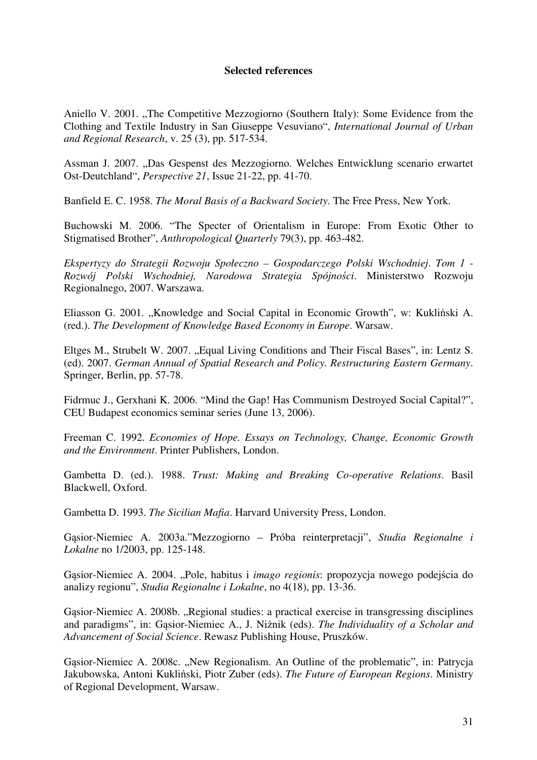**Selected references**

Aniello V. 2001. „The Competitive Mezzogiorno (Southern Italy): Some Evidence from the Clothing and Textile Industry in San Giuseppe Vesuviano“, *International Journal of Urban and Regional Research*, v. 25 (3), pp. 517-534.

Assman J. 2007. „Das Gespenst des Mezzogiorno. Welches Entwicklung scenario erwartet Ost-Deutchland“, *Perspective 21*, Issue 21-22, pp. 41-70.

Banfield E. C. 1958. *The Moral Basis of a Backward Society*. The Free Press, New York.

Buchowski M. 2006. "The Specter of Orientalism in Europe: From Exotic Other to Stigmatised Brother", *Anthropological Quarterly* 79(3), pp. 463-482.

*Ekspertyzy do Strategii Rozwoju Społeczno – Gospodarczego Polski Wschodniej. Tom 1 - Rozwój Polski Wschodniej, Narodowa Strategia Spójności*. Ministerstwo Rozwoju Regionalnego, 2007. Warszawa.

Eliasson G. 2001. „Knowledge and Social Capital in Economic Growth", w: Kukliński A. (red.). *The Development of Knowledge Based Economy in Europe*. Warsaw.

Eltges M., Strubelt W. 2007. „Equal Living Conditions and Their Fiscal Bases", in: Lentz S. (ed). 2007. *German Annual of Spatial Research and Policy. Restructuring Eastern Germany*. Springer, Berlin, pp. 57-78.

Fidrmuc J., Gerxhani K. 2006. "Mind the Gap! Has Communism Destroyed Social Capital?", CEU Budapest economics seminar series (June 13, 2006).

Freeman C. 1992. *Economies of Hope. Essays on Technology, Change, Economic Growth and the Environment*. Printer Publishers, London.

Gambetta D. (ed.). 1988. *Trust: Making and Breaking Co-operative Relations*. Basil Blackwell, Oxford.

Gambetta D. 1993. *The Sicilian Mafia*. Harvard University Press, London.

Gąsior-Niemiec A. 2003a."Mezzogiorno – Próba reinterpretacji", *Studia Regionalne i Lokalne* no 1/2003, pp. 125-148.

Gąsior-Niemiec A. 2004. „Pole, habitus i *imago regionis*: propozycja nowego podejścia do analizy regionu", *Studia Regionalne i Lokalne*, no 4(18), pp. 13-36.

Gąsior-Niemiec A. 2008b. „Regional studies: a practical exercise in transgressing disciplines and paradigms", in: Gąsior-Niemiec A., J. Niżnik (eds). *The Individuality of a Scholar and Advancement of Social Science*. Rewasz Publishing House, Pruszków.

Gąsior-Niemiec A. 2008c. „New Regionalism. An Outline of the problematic", in: Patrycja Jakubowska, Antoni Kukliński, Piotr Zuber (eds). *The Future of European Regions*. Ministry of Regional Development, Warsaw.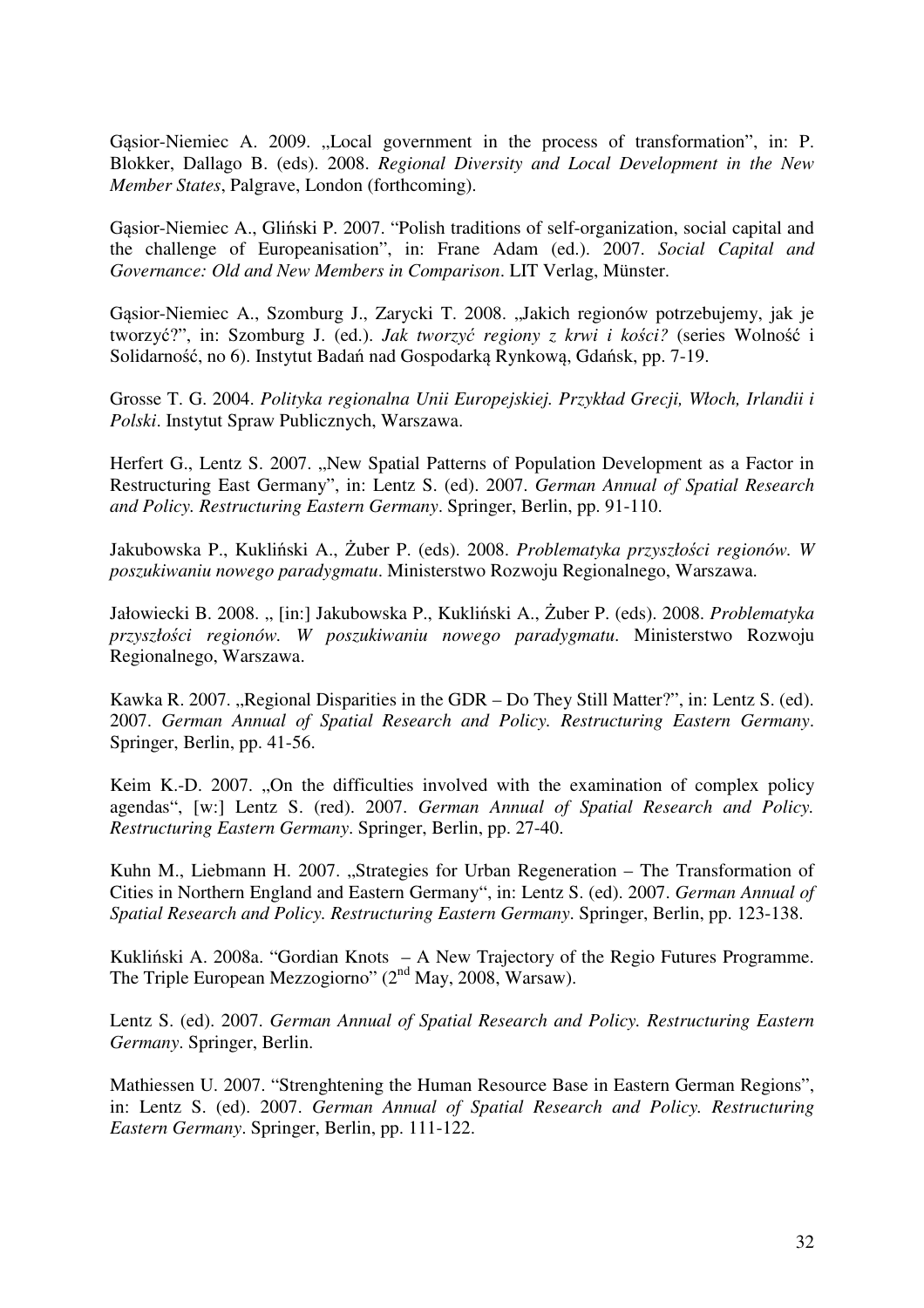Gąsior-Niemiec A. 2009. „Local government in the process of transformation", in: P. Blokker, Dallago B. (eds). 2008. *Regional Diversity and Local Development in the New Member States*, Palgrave, London (forthcoming).

Gąsior-Niemiec A., Gliński P. 2007. "Polish traditions of self-organization, social capital and the challenge of Europeanisation", in: Frane Adam (ed.). 2007. *Social Capital and Governance: Old and New Members in Comparison*. LIT Verlag, Münster.

Gąsior-Niemiec A., Szomburg J., Zarycki T. 2008. „Jakich regionów potrzebujemy, jak je tworzyć?", in: Szomburg J. (ed.). *Jak tworzyć regiony z krwi i kości?* (series Wolność i Solidarność, no 6). Instytut Badań nad Gospodarką Rynkową, Gdańsk, pp. 7-19.

Grosse T. G. 2004. *Polityka regionalna Unii Europejskiej. Przykład Grecji, Włoch, Irlandii i Polski*. Instytut Spraw Publicznych, Warszawa.

Herfert G., Lentz S. 2007. „New Spatial Patterns of Population Development as a Factor in Restructuring East Germany", in: Lentz S. (ed). 2007. *German Annual of Spatial Research and Policy. Restructuring Eastern Germany*. Springer, Berlin, pp. 91-110.

Jakubowska P., Kukliński A., Żuber P. (eds). 2008. *Problematyka przyszłości regionów. W poszukiwaniu nowego paradygmatu*. Ministerstwo Rozwoju Regionalnego, Warszawa.

Jałowiecki B. 2008. „ [in:] Jakubowska P., Kukliński A., Żuber P. (eds). 2008. *Problematyka przyszłości regionów. W poszukiwaniu nowego paradygmatu*. Ministerstwo Rozwoju Regionalnego, Warszawa.

Kawka R. 2007. „Regional Disparities in the GDR – Do They Still Matter?", in: Lentz S. (ed). 2007. *German Annual of Spatial Research and Policy. Restructuring Eastern Germany*. Springer, Berlin, pp. 41-56.

Keim K.-D. 2007. „On the difficulties involved with the examination of complex policy agendas", [w:] Lentz S. (red). 2007. *German Annual of Spatial Research and Policy. Restructuring Eastern Germany*. Springer, Berlin, pp. 27-40.

Kuhn M., Liebmann H. 2007. „Strategies for Urban Regeneration – The Transformation of Cities in Northern England and Eastern Germany", in: Lentz S. (ed). 2007. *German Annual of Spatial Research and Policy. Restructuring Eastern Germany*. Springer, Berlin, pp. 123-138.

Kukliński A. 2008a. "Gordian Knots – A New Trajectory of the Regio Futures Programme. The Triple European Mezzogiorno" (2nd May, 2008, Warsaw).

Lentz S. (ed). 2007. *German Annual of Spatial Research and Policy. Restructuring Eastern Germany*. Springer, Berlin.

Mathiessen U. 2007. "Strenghtening the Human Resource Base in Eastern German Regions", in: Lentz S. (ed). 2007. *German Annual of Spatial Research and Policy. Restructuring Eastern Germany*. Springer, Berlin, pp. 111-122.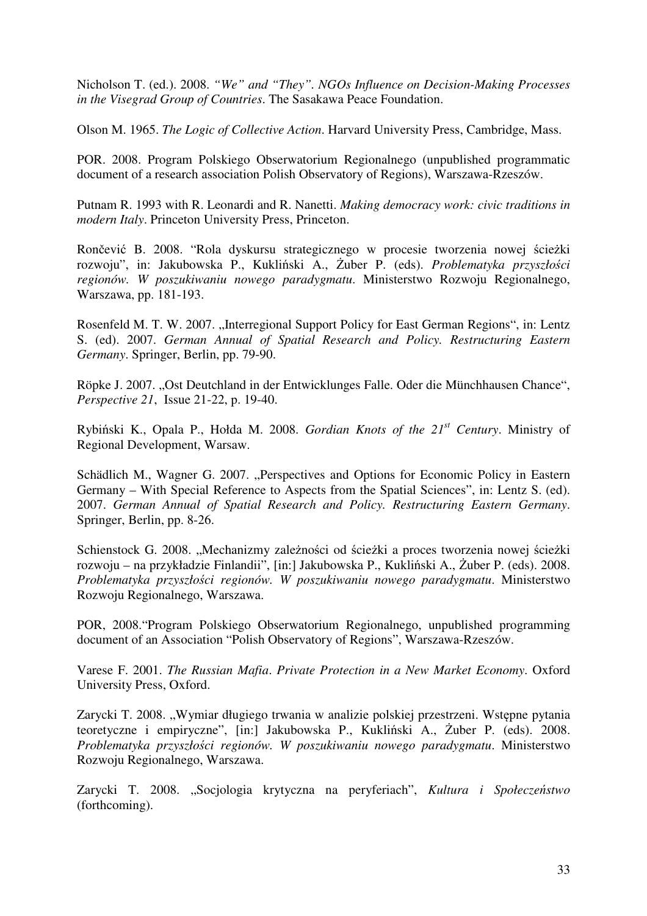Nicholson T. (ed.). 2008. *"We" and "They". NGOs Influence on Decision-Making Processes in the Visegrad Group of Countries*. The Sasakawa Peace Foundation.

Olson M. 1965. *The Logic of Collective Action*. Harvard University Press, Cambridge, Mass.

POR. 2008. Program Polskiego Obserwatorium Regionalnego (unpublished programmatic document of a research association Polish Observatory of Regions), Warszawa-Rzeszów.

Putnam R. 1993 with R. Leonardi and R. Nanetti. *Making democracy work: civic traditions in modern Italy*. Princeton University Press, Princeton.

Rončević B. 2008. "Rola dyskursu strategicznego w procesie tworzenia nowej ścieżki rozwoju", in: Jakubowska P., Kukliński A., Żuber P. (eds). *Problematyka przyszłości regionów. W poszukiwaniu nowego paradygmatu*. Ministerstwo Rozwoju Regionalnego, Warszawa, pp. 181-193.

Rosenfeld M. T. W. 2007. „Interregional Support Policy for East German Regions", in: Lentz S. (ed). 2007. *German Annual of Spatial Research and Policy. Restructuring Eastern Germany*. Springer, Berlin, pp. 79-90.

Röpke J. 2007. „Ost Deutchland in der Entwicklunges Falle. Oder die Münchhausen Chance", *Perspective 21*, Issue 21-22, p. 19-40.

Rybiński K., Opala P., Hołda M. 2008. *Gordian Knots of the 21st Century*. Ministry of Regional Development, Warsaw.

Schädlich M., Wagner G. 2007. „Perspectives and Options for Economic Policy in Eastern Germany – With Special Reference to Aspects from the Spatial Sciences", in: Lentz S. (ed). 2007. *German Annual of Spatial Research and Policy. Restructuring Eastern Germany*. Springer, Berlin, pp. 8-26.

Schienstock G. 2008. „Mechanizmy zależności od ścieżki a proces tworzenia nowej ścieżki rozwoju – na przykładzie Finlandii", [in:] Jakubowska P., Kukliński A., Żuber P. (eds). 2008. *Problematyka przyszłości regionów. W poszukiwaniu nowego paradygmatu*. Ministerstwo Rozwoju Regionalnego, Warszawa.

POR, 2008."Program Polskiego Obserwatorium Regionalnego, unpublished programming document of an Association "Polish Observatory of Regions", Warszawa-Rzeszów.

Varese F. 2001. *The Russian Mafia. Private Protection in a New Market Economy*. Oxford University Press, Oxford.

Zarycki T. 2008. „Wymiar długiego trwania w analizie polskiej przestrzeni. Wstępne pytania teoretyczne i empiryczne", [in:] Jakubowska P., Kukliński A., Żuber P. (eds). 2008. *Problematyka przyszłości regionów. W poszukiwaniu nowego paradygmatu*. Ministerstwo Rozwoju Regionalnego, Warszawa.

Zarycki T. 2008. „Socjologia krytyczna na peryferiach", *Kultura i Społeczeństwo* (forthcoming).